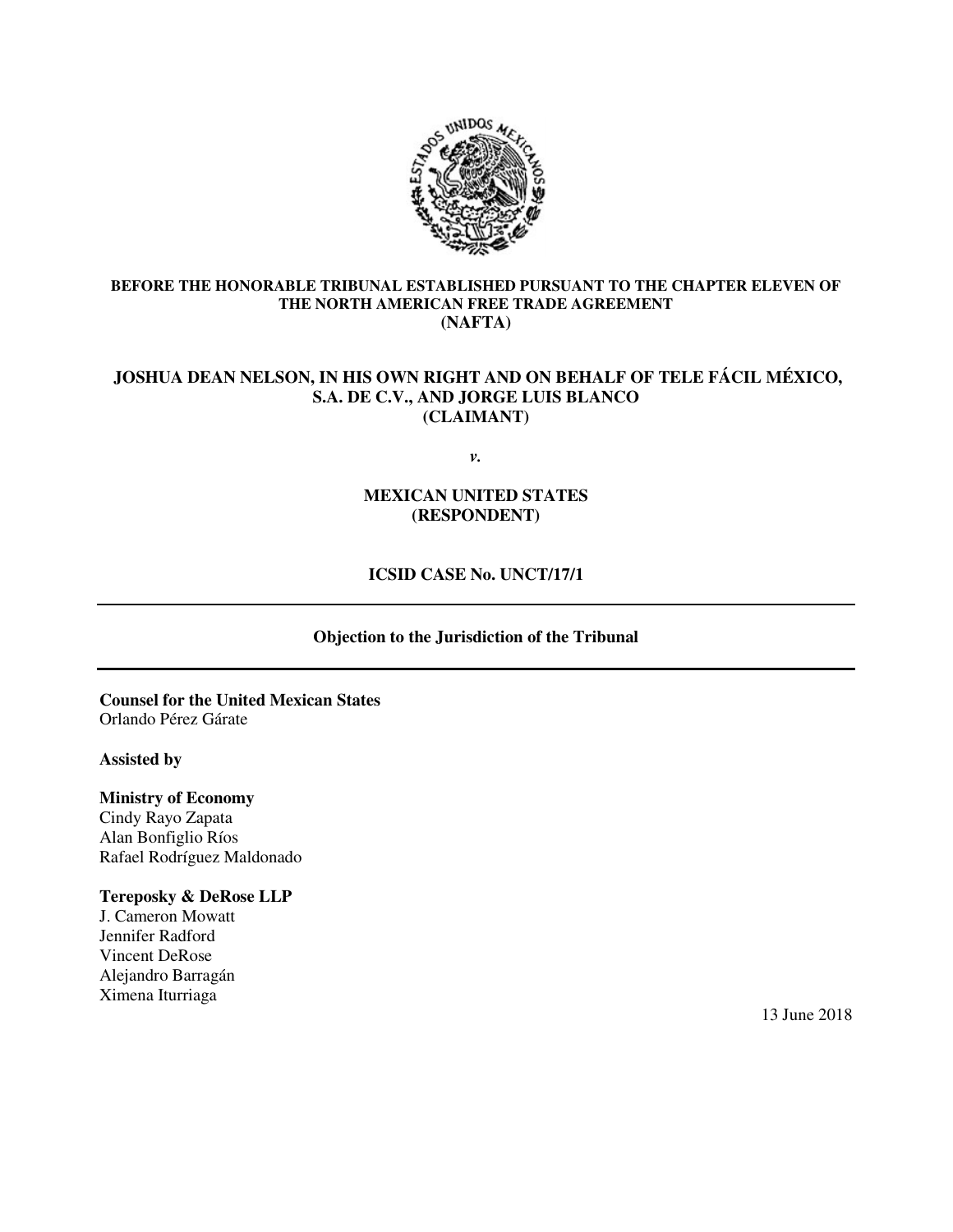**BEFORE THE HONORABLE TRIBUNAL ESTABLISHED PURSUANT TO THE CHAPTER ELEVEN OF THE NORTH AMERICAN FREE TRADE AGREEMENT (NAFTA)**

**JOSHUA DEAN NELSON, IN HIS OWN RIGHT AND ON BEHALF OF TELE FÁCIL MÉXICO, S.A. DE C.V., AND JORGE LUIS BLANCO (CLAIMANT)**

***v.***

**MEXICAN UNITED STATES (RESPONDENT)**

**ICSID CASE No. UNCT/17/1**

---

**Objection to the Jurisdiction of the Tribunal**

---

**Counsel for the United Mexican States**
Orlando Pérez Gárate

**Assisted by**

**Ministry of Economy**
Cindy Rayo Zapata
Alan Bonfiglio Ríos
Rafael Rodríguez Maldonado

**Tereposky & DeRose LLP**
J. Cameron Mowatt
Jennifer Radford
Vincent DeRose
Alejandro Barragán
Ximena Iturriaga

13 June 2018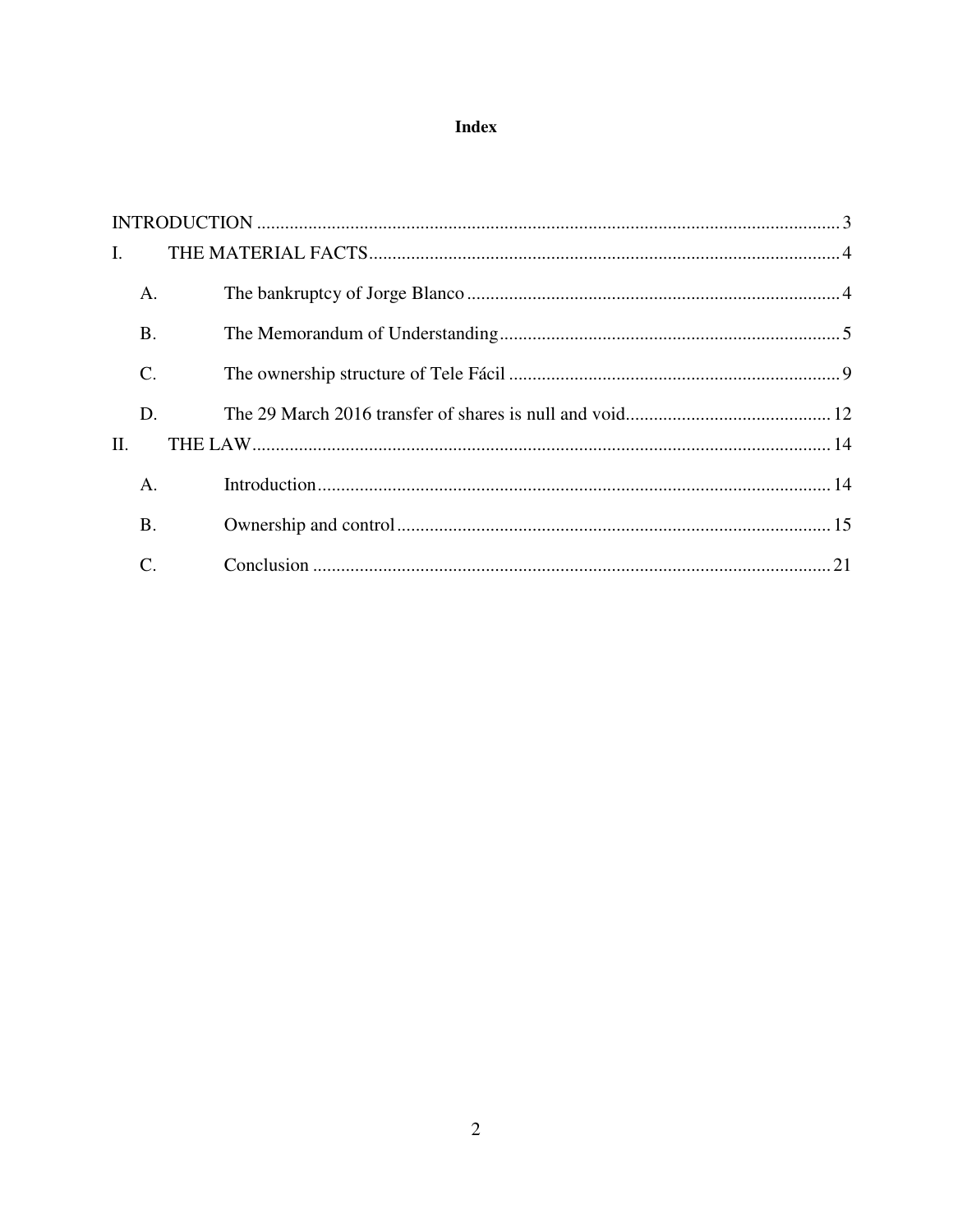# Index

INTRODUCTION ........................................................................................................................ 3

I. THE MATERIAL FACTS ........................................................................................................ 4

- A. The bankruptcy of Jorge Blanco ........................................................................................ 4
- B. The Memorandum of Understanding .................................................................................. 5
- C. The ownership structure of Tele Fácil ................................................................................ 9
- D. The 29 March 2016 transfer of shares is null and void .................................................... 12

II. THE LAW .............................................................................................................................. 14

- A. Introduction ..................................................................................................................... 14
- B. Ownership and control ..................................................................................................... 15
- C. Conclusion ....................................................................................................................... 21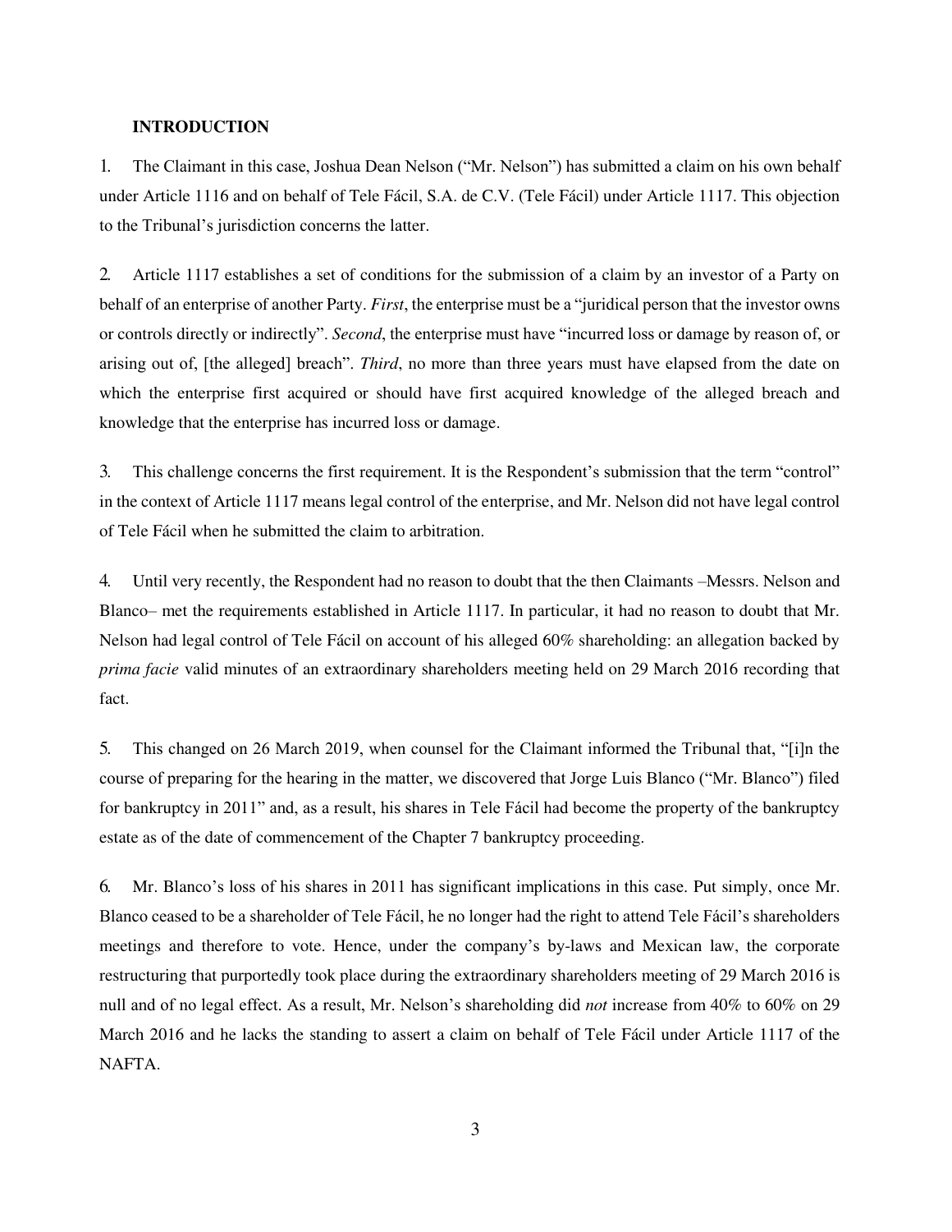## INTRODUCTION

1. The Claimant in this case, Joshua Dean Nelson ("Mr. Nelson") has submitted a claim on his own behalf under Article 1116 and on behalf of Tele Fácil, S.A. de C.V. (Tele Fácil) under Article 1117. This objection to the Tribunal's jurisdiction concerns the latter.

2. Article 1117 establishes a set of conditions for the submission of a claim by an investor of a Party on behalf of an enterprise of another Party. *First*, the enterprise must be a "juridical person that the investor owns or controls directly or indirectly". *Second*, the enterprise must have "incurred loss or damage by reason of, or arising out of, [the alleged] breach". *Third*, no more than three years must have elapsed from the date on which the enterprise first acquired or should have first acquired knowledge of the alleged breach and knowledge that the enterprise has incurred loss or damage.

3. This challenge concerns the first requirement. It is the Respondent's submission that the term "control" in the context of Article 1117 means legal control of the enterprise, and Mr. Nelson did not have legal control of Tele Fácil when he submitted the claim to arbitration.

4. Until very recently, the Respondent had no reason to doubt that the then Claimants –Messrs. Nelson and Blanco– met the requirements established in Article 1117. In particular, it had no reason to doubt that Mr. Nelson had legal control of Tele Fácil on account of his alleged 60% shareholding: an allegation backed by *prima facie* valid minutes of an extraordinary shareholders meeting held on 29 March 2016 recording that fact.

5. This changed on 26 March 2019, when counsel for the Claimant informed the Tribunal that, "[i]n the course of preparing for the hearing in the matter, we discovered that Jorge Luis Blanco ("Mr. Blanco") filed for bankruptcy in 2011" and, as a result, his shares in Tele Fácil had become the property of the bankruptcy estate as of the date of commencement of the Chapter 7 bankruptcy proceeding.

6. Mr. Blanco's loss of his shares in 2011 has significant implications in this case. Put simply, once Mr. Blanco ceased to be a shareholder of Tele Fácil, he no longer had the right to attend Tele Fácil's shareholders meetings and therefore to vote. Hence, under the company's by-laws and Mexican law, the corporate restructuring that purportedly took place during the extraordinary shareholders meeting of 29 March 2016 is null and of no legal effect. As a result, Mr. Nelson's shareholding did *not* increase from 40% to 60% on 29 March 2016 and he lacks the standing to assert a claim on behalf of Tele Fácil under Article 1117 of the NAFTA.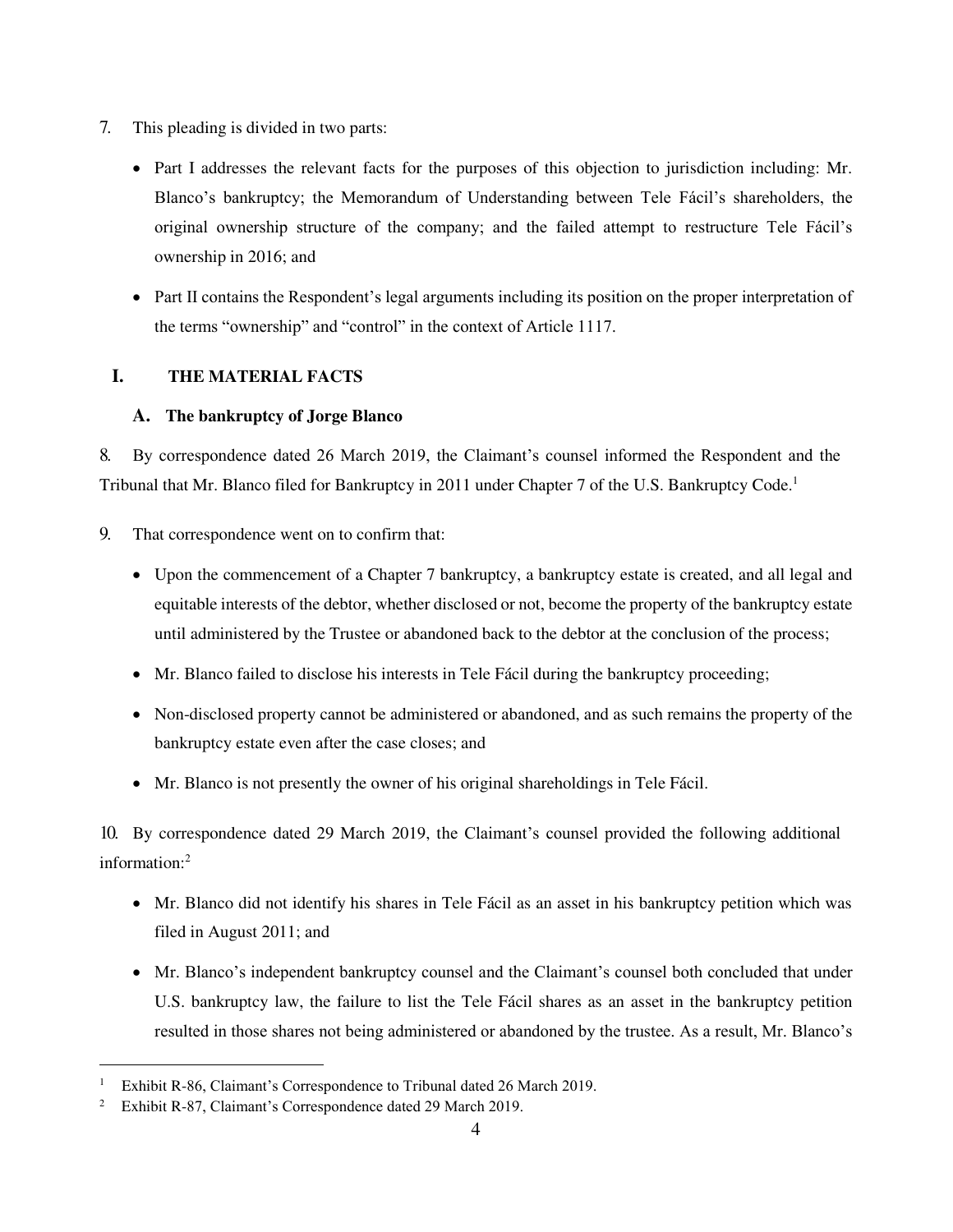7. This pleading is divided in two parts:

- Part I addresses the relevant facts for the purposes of this objection to jurisdiction including: Mr. Blanco's bankruptcy; the Memorandum of Understanding between Tele Fácil's shareholders, the original ownership structure of the company; and the failed attempt to restructure Tele Fácil's ownership in 2016; and
- Part II contains the Respondent's legal arguments including its position on the proper interpretation of the terms "ownership" and "control" in the context of Article 1117.

## I. THE MATERIAL FACTS

### A. The bankruptcy of Jorge Blanco

8. By correspondence dated 26 March 2019, the Claimant's counsel informed the Respondent and the Tribunal that Mr. Blanco filed for Bankruptcy in 2011 under Chapter 7 of the U.S. Bankruptcy Code.[1]

9. That correspondence went on to confirm that:

- Upon the commencement of a Chapter 7 bankruptcy, a bankruptcy estate is created, and all legal and equitable interests of the debtor, whether disclosed or not, become the property of the bankruptcy estate until administered by the Trustee or abandoned back to the debtor at the conclusion of the process;
- Mr. Blanco failed to disclose his interests in Tele Fácil during the bankruptcy proceeding;
- Non-disclosed property cannot be administered or abandoned, and as such remains the property of the bankruptcy estate even after the case closes; and
- Mr. Blanco is not presently the owner of his original shareholdings in Tele Fácil.

10. By correspondence dated 29 March 2019, the Claimant's counsel provided the following additional information:[2]

- Mr. Blanco did not identify his shares in Tele Fácil as an asset in his bankruptcy petition which was filed in August 2011; and
- Mr. Blanco's independent bankruptcy counsel and the Claimant's counsel both concluded that under U.S. bankruptcy law, the failure to list the Tele Fácil shares as an asset in the bankruptcy petition resulted in those shares not being administered or abandoned by the trustee. As a result, Mr. Blanco's

---

[1] Exhibit R-86, Claimant's Correspondence to Tribunal dated 26 March 2019.

[2] Exhibit R-87, Claimant's Correspondence dated 29 March 2019.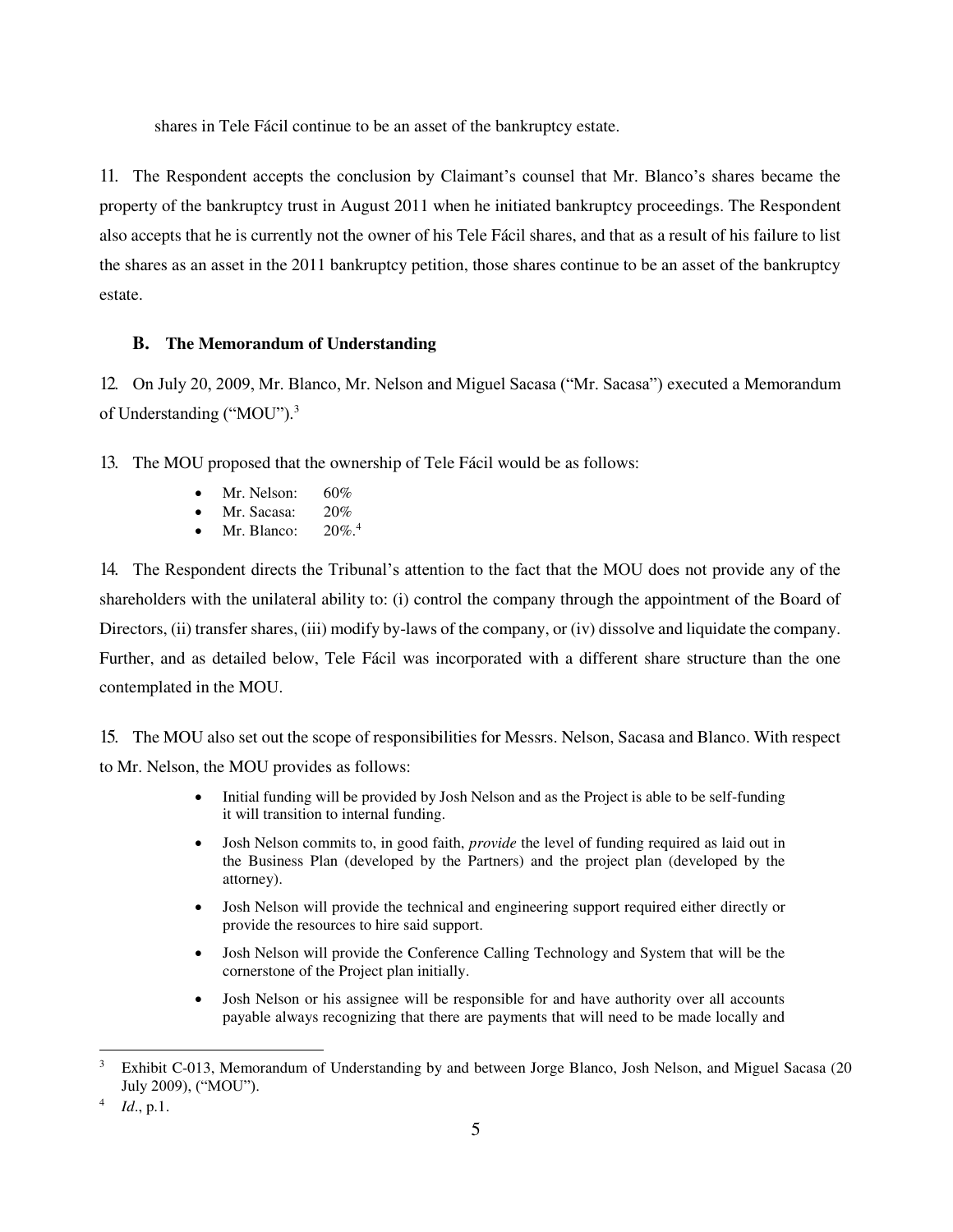shares in Tele Fácil continue to be an asset of the bankruptcy estate.

11. The Respondent accepts the conclusion by Claimant's counsel that Mr. Blanco's shares became the property of the bankruptcy trust in August 2011 when he initiated bankruptcy proceedings. The Respondent also accepts that he is currently not the owner of his Tele Fácil shares, and that as a result of his failure to list the shares as an asset in the 2011 bankruptcy petition, those shares continue to be an asset of the bankruptcy estate.

### B. The Memorandum of Understanding

12. On July 20, 2009, Mr. Blanco, Mr. Nelson and Miguel Sacasa ("Mr. Sacasa") executed a Memorandum of Understanding ("MOU").[3]

13. The MOU proposed that the ownership of Tele Fácil would be as follows:

- Mr. Nelson: 60%
- Mr. Sacasa: 20%
- Mr. Blanco: 20%.[4]

14. The Respondent directs the Tribunal's attention to the fact that the MOU does not provide any of the shareholders with the unilateral ability to: (i) control the company through the appointment of the Board of Directors, (ii) transfer shares, (iii) modify by-laws of the company, or (iv) dissolve and liquidate the company. Further, and as detailed below, Tele Fácil was incorporated with a different share structure than the one contemplated in the MOU.

15. The MOU also set out the scope of responsibilities for Messrs. Nelson, Sacasa and Blanco. With respect to Mr. Nelson, the MOU provides as follows:

> - Initial funding will be provided by Josh Nelson and as the Project is able to be self-funding it will transition to internal funding.
> - Josh Nelson commits to, in good faith, *provide* the level of funding required as laid out in the Business Plan (developed by the Partners) and the project plan (developed by the attorney).
> - Josh Nelson will provide the technical and engineering support required either directly or provide the resources to hire said support.
> - Josh Nelson will provide the Conference Calling Technology and System that will be the cornerstone of the Project plan initially.
> - Josh Nelson or his assignee will be responsible for and have authority over all accounts payable always recognizing that there are payments that will need to be made locally and

---

[3] Exhibit C-013, Memorandum of Understanding by and between Jorge Blanco, Josh Nelson, and Miguel Sacasa (20 July 2009), ("MOU").

[4] *Id*., p.1.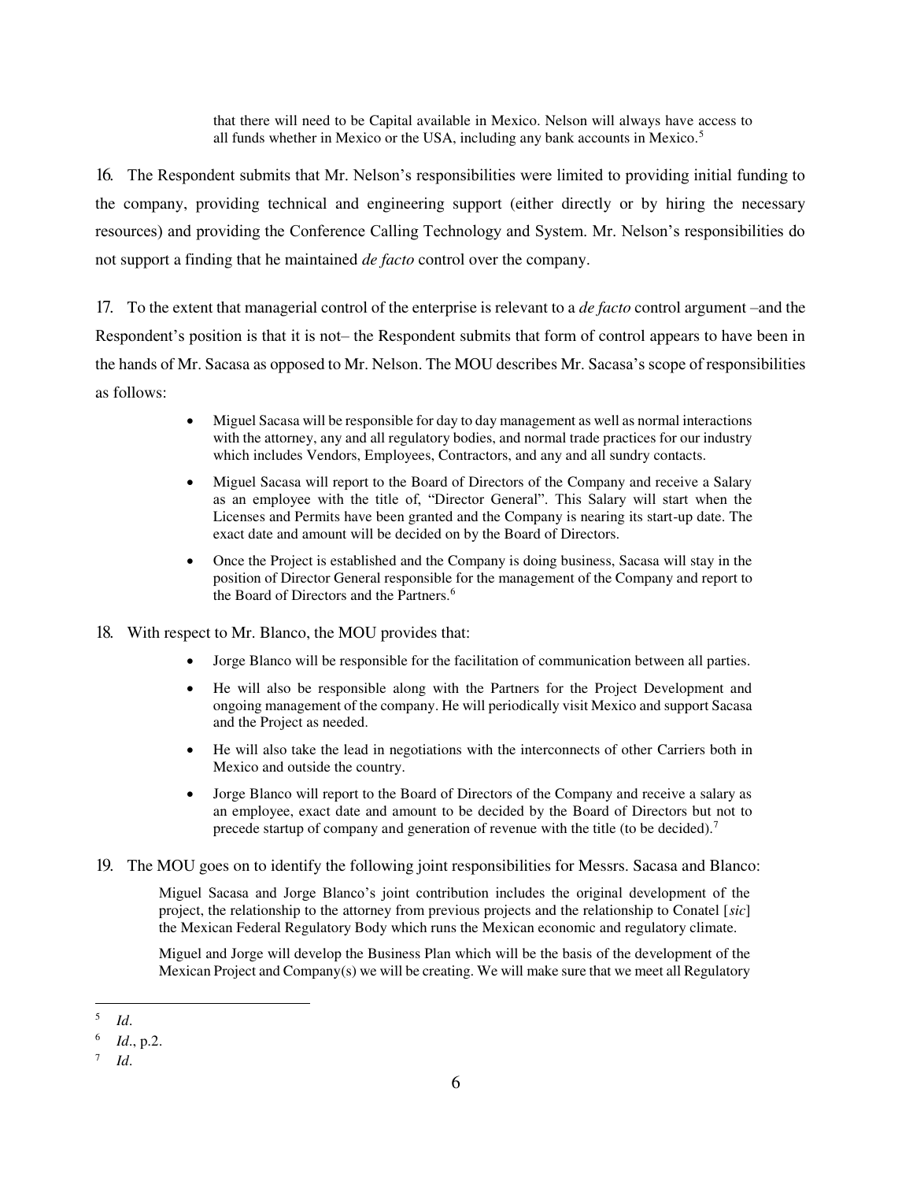> that there will need to be Capital available in Mexico. Nelson will always have access to all funds whether in Mexico or the USA, including any bank accounts in Mexico.[5]

16. The Respondent submits that Mr. Nelson's responsibilities were limited to providing initial funding to the company, providing technical and engineering support (either directly or by hiring the necessary resources) and providing the Conference Calling Technology and System. Mr. Nelson's responsibilities do not support a finding that he maintained *de facto* control over the company.

17. To the extent that managerial control of the enterprise is relevant to a *de facto* control argument –and the Respondent's position is that it is not– the Respondent submits that form of control appears to have been in the hands of Mr. Sacasa as opposed to Mr. Nelson. The MOU describes Mr. Sacasa's scope of responsibilities as follows:

> - Miguel Sacasa will be responsible for day to day management as well as normal interactions with the attorney, any and all regulatory bodies, and normal trade practices for our industry which includes Vendors, Employees, Contractors, and any and all sundry contacts.
> - Miguel Sacasa will report to the Board of Directors of the Company and receive a Salary as an employee with the title of, "Director General". This Salary will start when the Licenses and Permits have been granted and the Company is nearing its start-up date. The exact date and amount will be decided on by the Board of Directors.
> - Once the Project is established and the Company is doing business, Sacasa will stay in the position of Director General responsible for the management of the Company and report to the Board of Directors and the Partners.[6]

18. With respect to Mr. Blanco, the MOU provides that:

> - Jorge Blanco will be responsible for the facilitation of communication between all parties.
> - He will also be responsible along with the Partners for the Project Development and ongoing management of the company. He will periodically visit Mexico and support Sacasa and the Project as needed.
> - He will also take the lead in negotiations with the interconnects of other Carriers both in Mexico and outside the country.
> - Jorge Blanco will report to the Board of Directors of the Company and receive a salary as an employee, exact date and amount to be decided by the Board of Directors but not to precede startup of company and generation of revenue with the title (to be decided).[7]

19. The MOU goes on to identify the following joint responsibilities for Messrs. Sacasa and Blanco:

> Miguel Sacasa and Jorge Blanco's joint contribution includes the original development of the project, the relationship to the attorney from previous projects and the relationship to Conatel [*sic*] the Mexican Federal Regulatory Body which runs the Mexican economic and regulatory climate.
>
> Miguel and Jorge will develop the Business Plan which will be the basis of the development of the Mexican Project and Company(s) we will be creating. We will make sure that we meet all Regulatory

---

[5] *Id*.

[6] *Id*., p.2.

[7] *Id*.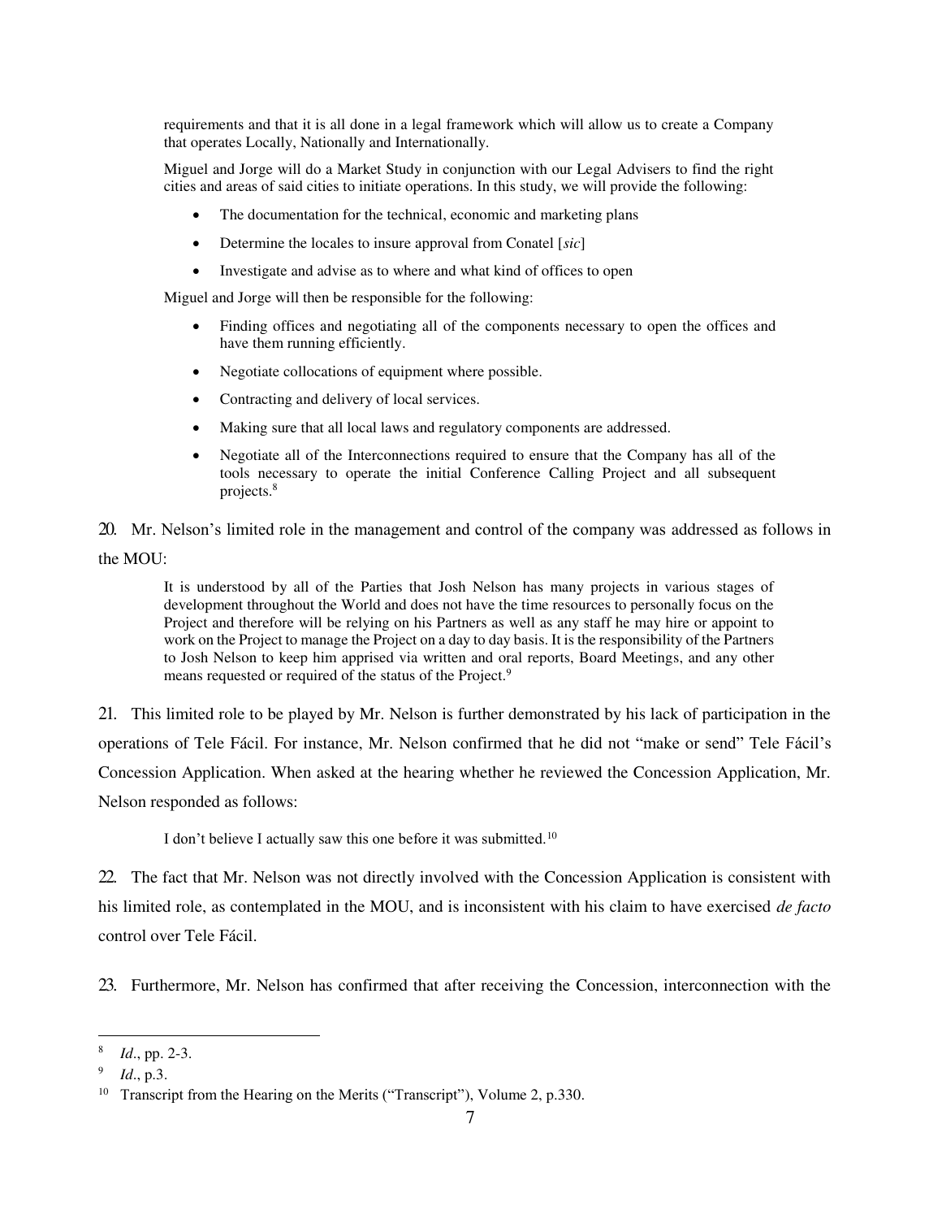> requirements and that it is all done in a legal framework which will allow us to create a Company that operates Locally, Nationally and Internationally.
>
> Miguel and Jorge will do a Market Study in conjunction with our Legal Advisers to find the right cities and areas of said cities to initiate operations. In this study, we will provide the following:
>
> - The documentation for the technical, economic and marketing plans
> - Determine the locales to insure approval from Conatel [*sic*]
> - Investigate and advise as to where and what kind of offices to open
>
> Miguel and Jorge will then be responsible for the following:
>
> - Finding offices and negotiating all of the components necessary to open the offices and have them running efficiently.
> - Negotiate collocations of equipment where possible.
> - Contracting and delivery of local services.
> - Making sure that all local laws and regulatory components are addressed.
> - Negotiate all of the Interconnections required to ensure that the Company has all of the tools necessary to operate the initial Conference Calling Project and all subsequent projects.[8]

20. Mr. Nelson's limited role in the management and control of the company was addressed as follows in the MOU:

> It is understood by all of the Parties that Josh Nelson has many projects in various stages of development throughout the World and does not have the time resources to personally focus on the Project and therefore will be relying on his Partners as well as any staff he may hire or appoint to work on the Project to manage the Project on a day to day basis. It is the responsibility of the Partners to Josh Nelson to keep him apprised via written and oral reports, Board Meetings, and any other means requested or required of the status of the Project.[9]

21. This limited role to be played by Mr. Nelson is further demonstrated by his lack of participation in the operations of Tele Fácil. For instance, Mr. Nelson confirmed that he did not "make or send" Tele Fácil's Concession Application. When asked at the hearing whether he reviewed the Concession Application, Mr. Nelson responded as follows:

> I don't believe I actually saw this one before it was submitted.[10]

22. The fact that Mr. Nelson was not directly involved with the Concession Application is consistent with his limited role, as contemplated in the MOU, and is inconsistent with his claim to have exercised *de facto* control over Tele Fácil.

23. Furthermore, Mr. Nelson has confirmed that after receiving the Concession, interconnection with the

---

[8] *Id*., pp. 2-3.

[9] *Id*., p.3.

[10] Transcript from the Hearing on the Merits ("Transcript"), Volume 2, p.330.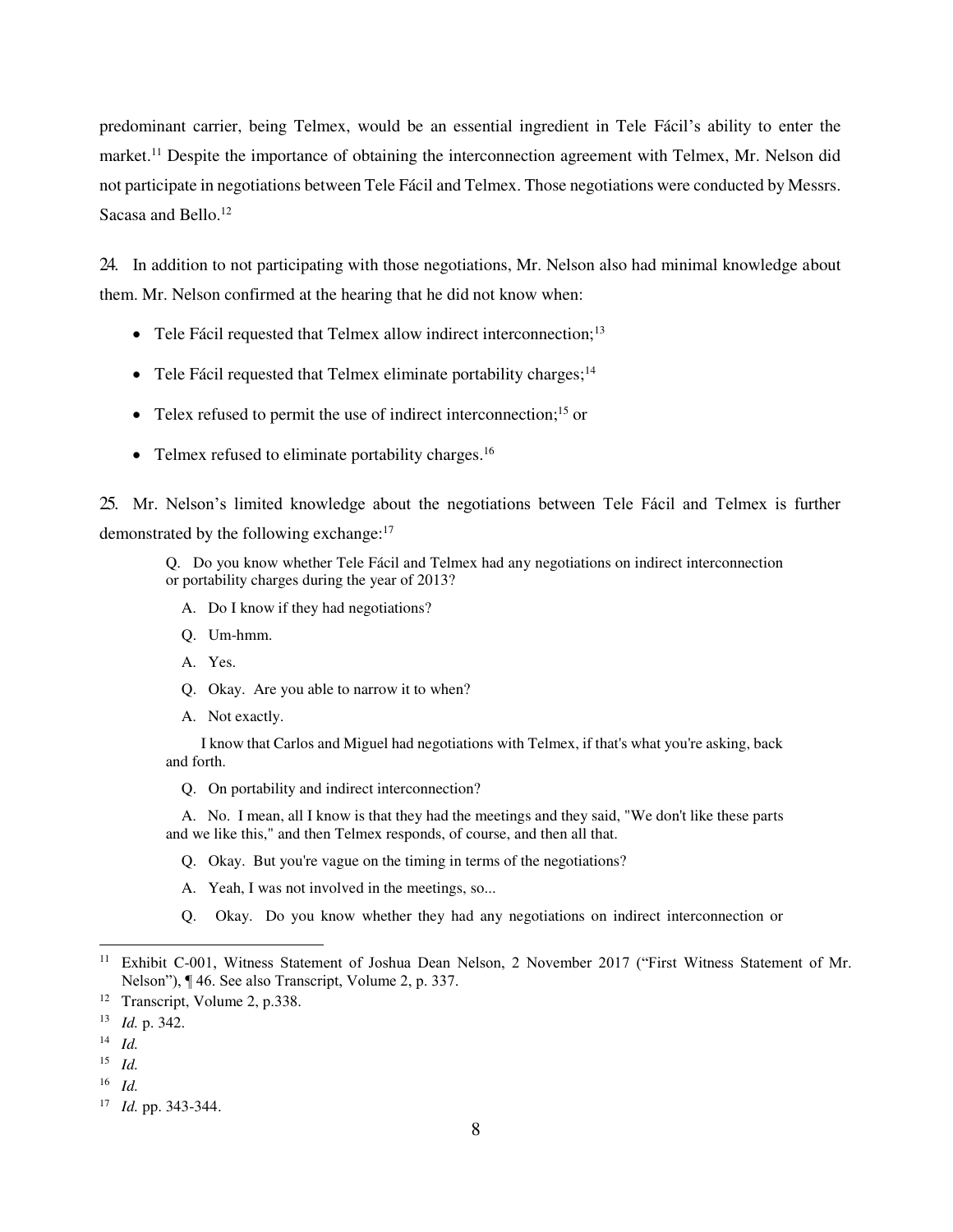predominant carrier, being Telmex, would be an essential ingredient in Tele Fácil's ability to enter the market.[11] Despite the importance of obtaining the interconnection agreement with Telmex, Mr. Nelson did not participate in negotiations between Tele Fácil and Telmex. Those negotiations were conducted by Messrs. Sacasa and Bello.[12]

24. In addition to not participating with those negotiations, Mr. Nelson also had minimal knowledge about them. Mr. Nelson confirmed at the hearing that he did not know when:

- Tele Fácil requested that Telmex allow indirect interconnection;[13]
- Tele Fácil requested that Telmex eliminate portability charges;[14]
- Telex refused to permit the use of indirect interconnection;[15] or
- Telmex refused to eliminate portability charges.[16]

25. Mr. Nelson's limited knowledge about the negotiations between Tele Fácil and Telmex is further demonstrated by the following exchange:[17]

> Q. Do you know whether Tele Fácil and Telmex had any negotiations on indirect interconnection or portability charges during the year of 2013?
>
> A. Do I know if they had negotiations?
>
> Q. Um-hmm.
>
> A. Yes.
>
> Q. Okay. Are you able to narrow it to when?
>
> A. Not exactly.
>
> I know that Carlos and Miguel had negotiations with Telmex, if that's what you're asking, back and forth.
>
> Q. On portability and indirect interconnection?
>
> A. No. I mean, all I know is that they had the meetings and they said, "We don't like these parts and we like this," and then Telmex responds, of course, and then all that.
>
> Q. Okay. But you're vague on the timing in terms of the negotiations?
>
> A. Yeah, I was not involved in the meetings, so...
>
> Q. Okay. Do you know whether they had any negotiations on indirect interconnection or

---

[11] Exhibit C-001, Witness Statement of Joshua Dean Nelson, 2 November 2017 ("First Witness Statement of Mr. Nelson"), ¶ 46. See also Transcript, Volume 2, p. 337.

[12] Transcript, Volume 2, p.338.

[13] *Id.* p. 342.

[14] *Id.*

[15] *Id.*

[16] *Id.*

[17] *Id.* pp. 343-344.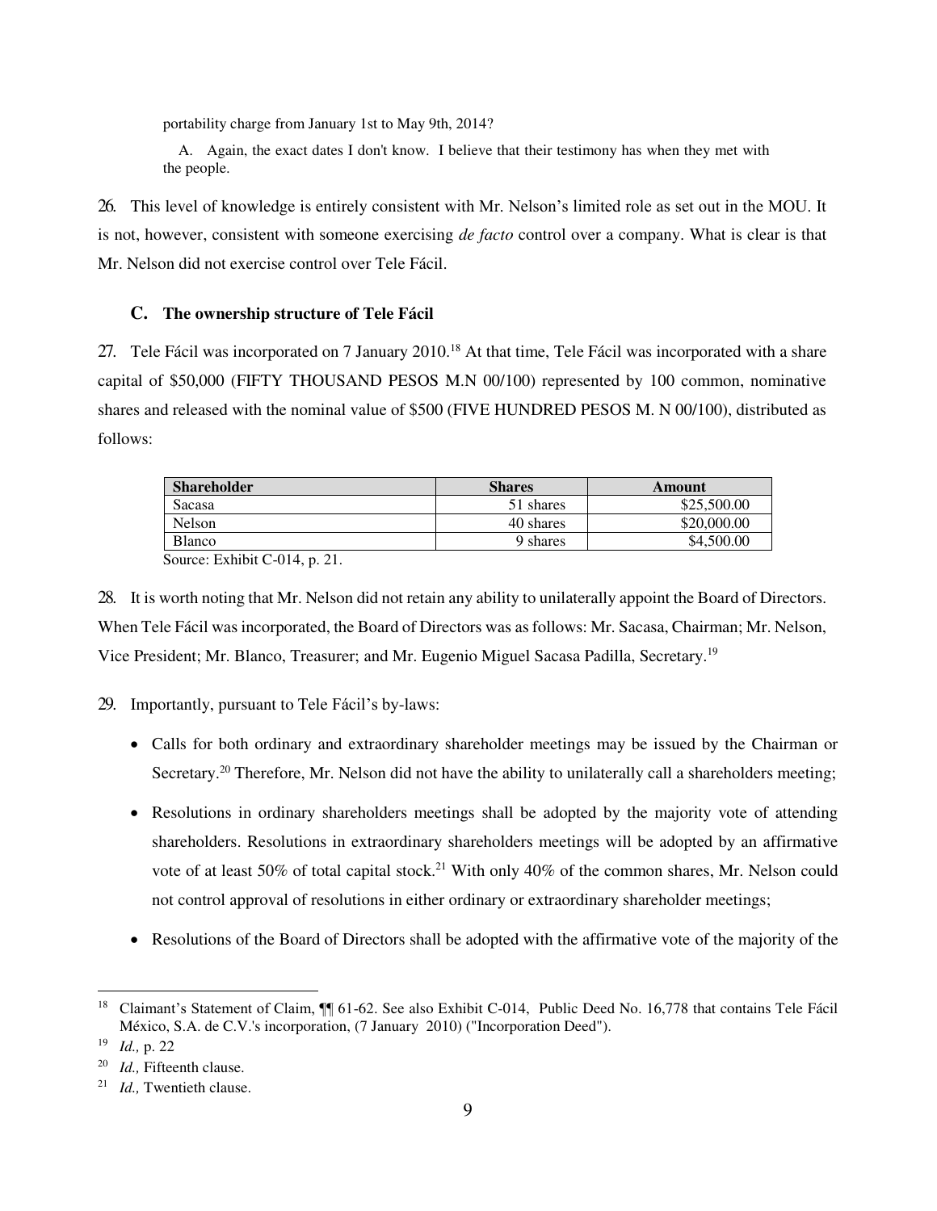portability charge from January 1st to May 9th, 2014?

A. Again, the exact dates I don't know. I believe that their testimony has when they met with the people.

26. This level of knowledge is entirely consistent with Mr. Nelson's limited role as set out in the MOU. It is not, however, consistent with someone exercising *de facto* control over a company. What is clear is that Mr. Nelson did not exercise control over Tele Fácil.

### C. The ownership structure of Tele Fácil

27. Tele Fácil was incorporated on 7 January 2010.[18] At that time, Tele Fácil was incorporated with a share capital of $50,000 (FIFTY THOUSAND PESOS M.N 00/100) represented by 100 common, nominative shares and released with the nominal value of $500 (FIVE HUNDRED PESOS M. N 00/100), distributed as follows:

| Shareholder | Shares | Amount |
|---|---|---|
| Sacasa | 51 shares | $25,500.00 |
| Nelson | 40 shares | $20,000.00 |
| Blanco | 9 shares | $4,500.00 |

Source: Exhibit C-014, p. 21.

28. It is worth noting that Mr. Nelson did not retain any ability to unilaterally appoint the Board of Directors. When Tele Fácil was incorporated, the Board of Directors was as follows: Mr. Sacasa, Chairman; Mr. Nelson, Vice President; Mr. Blanco, Treasurer; and Mr. Eugenio Miguel Sacasa Padilla, Secretary.[19]

29. Importantly, pursuant to Tele Fácil's by-laws:

- Calls for both ordinary and extraordinary shareholder meetings may be issued by the Chairman or Secretary.[20] Therefore, Mr. Nelson did not have the ability to unilaterally call a shareholders meeting;
- Resolutions in ordinary shareholders meetings shall be adopted by the majority vote of attending shareholders. Resolutions in extraordinary shareholders meetings will be adopted by an affirmative vote of at least 50% of total capital stock.[21] With only 40% of the common shares, Mr. Nelson could not control approval of resolutions in either ordinary or extraordinary shareholder meetings;
- Resolutions of the Board of Directors shall be adopted with the affirmative vote of the majority of the

---

[18] Claimant's Statement of Claim, ¶¶ 61-62. See also Exhibit C-014, Public Deed No. 16,778 that contains Tele Fácil México, S.A. de C.V.'s incorporation, (7 January 2010) ("Incorporation Deed").

[19] *Id.,* p. 22

[20] *Id.,* Fifteenth clause.

[21] *Id.,* Twentieth clause.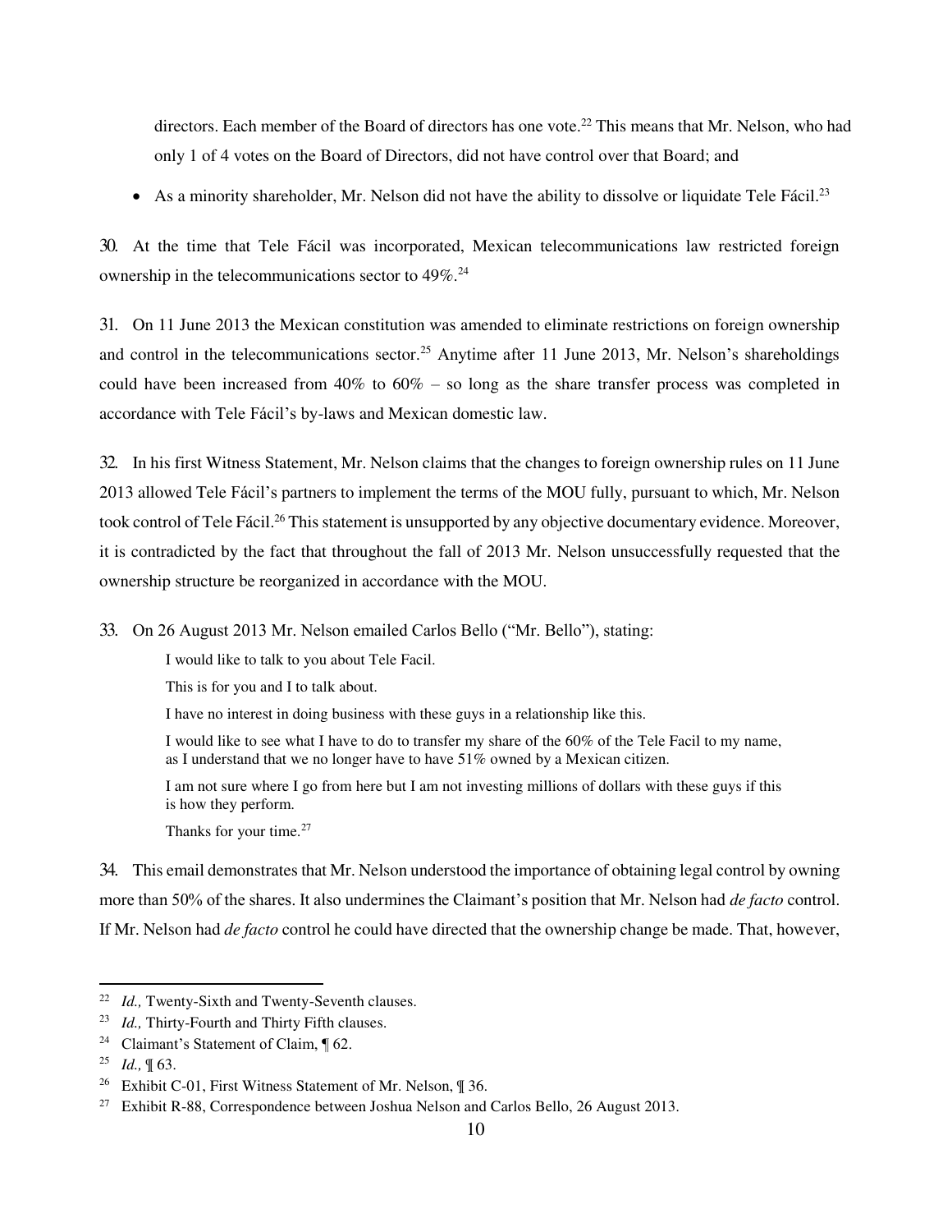directors. Each member of the Board of directors has one vote.[22] This means that Mr. Nelson, who had only 1 of 4 votes on the Board of Directors, did not have control over that Board; and

- As a minority shareholder, Mr. Nelson did not have the ability to dissolve or liquidate Tele Fácil.[23]

30. At the time that Tele Fácil was incorporated, Mexican telecommunications law restricted foreign ownership in the telecommunications sector to 49%.[24]

31. On 11 June 2013 the Mexican constitution was amended to eliminate restrictions on foreign ownership and control in the telecommunications sector.[25] Anytime after 11 June 2013, Mr. Nelson's shareholdings could have been increased from 40% to 60% – so long as the share transfer process was completed in accordance with Tele Fácil's by-laws and Mexican domestic law.

32. In his first Witness Statement, Mr. Nelson claims that the changes to foreign ownership rules on 11 June 2013 allowed Tele Fácil's partners to implement the terms of the MOU fully, pursuant to which, Mr. Nelson took control of Tele Fácil.[26] This statement is unsupported by any objective documentary evidence. Moreover, it is contradicted by the fact that throughout the fall of 2013 Mr. Nelson unsuccessfully requested that the ownership structure be reorganized in accordance with the MOU.

33. On 26 August 2013 Mr. Nelson emailed Carlos Bello ("Mr. Bello"), stating:

> I would like to talk to you about Tele Facil.
>
> This is for you and I to talk about.
>
> I have no interest in doing business with these guys in a relationship like this.
>
> I would like to see what I have to do to transfer my share of the 60% of the Tele Facil to my name, as I understand that we no longer have to have 51% owned by a Mexican citizen.
>
> I am not sure where I go from here but I am not investing millions of dollars with these guys if this is how they perform.
>
> Thanks for your time.[27]

34. This email demonstrates that Mr. Nelson understood the importance of obtaining legal control by owning more than 50% of the shares. It also undermines the Claimant's position that Mr. Nelson had *de facto* control. If Mr. Nelson had *de facto* control he could have directed that the ownership change be made. That, however,

[22] *Id.,* Twenty-Sixth and Twenty-Seventh clauses.

[23] *Id.,* Thirty-Fourth and Thirty Fifth clauses.

[24] Claimant's Statement of Claim, ¶ 62.

[25] *Id.,* ¶ 63.

[26] Exhibit C-01, First Witness Statement of Mr. Nelson, ¶ 36.

[27] Exhibit R-88, Correspondence between Joshua Nelson and Carlos Bello, 26 August 2013.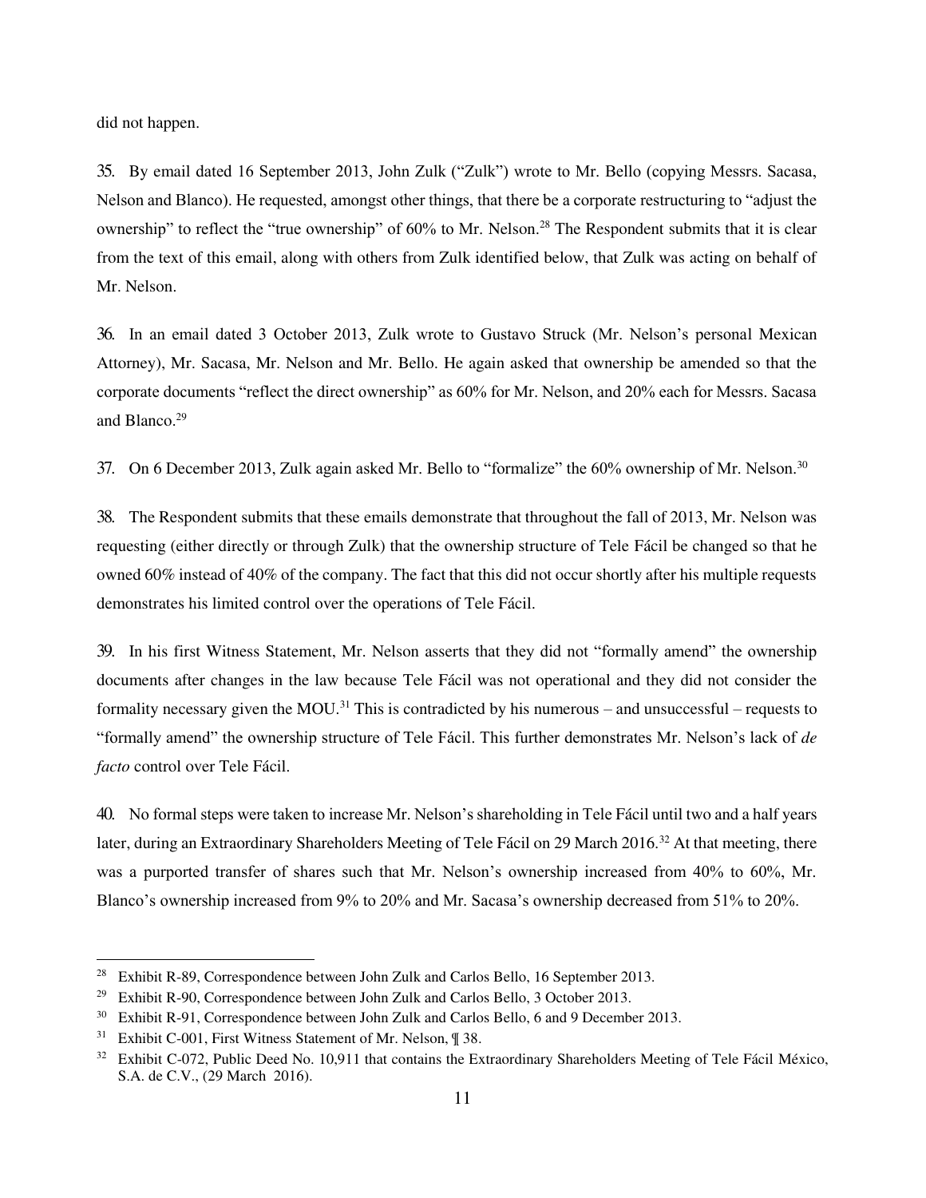did not happen.

35. By email dated 16 September 2013, John Zulk ("Zulk") wrote to Mr. Bello (copying Messrs. Sacasa, Nelson and Blanco). He requested, amongst other things, that there be a corporate restructuring to "adjust the ownership" to reflect the "true ownership" of 60% to Mr. Nelson.[28] The Respondent submits that it is clear from the text of this email, along with others from Zulk identified below, that Zulk was acting on behalf of Mr. Nelson.

36. In an email dated 3 October 2013, Zulk wrote to Gustavo Struck (Mr. Nelson's personal Mexican Attorney), Mr. Sacasa, Mr. Nelson and Mr. Bello. He again asked that ownership be amended so that the corporate documents "reflect the direct ownership" as 60% for Mr. Nelson, and 20% each for Messrs. Sacasa and Blanco.[29]

37. On 6 December 2013, Zulk again asked Mr. Bello to "formalize" the 60% ownership of Mr. Nelson.[30]

38. The Respondent submits that these emails demonstrate that throughout the fall of 2013, Mr. Nelson was requesting (either directly or through Zulk) that the ownership structure of Tele Fácil be changed so that he owned 60% instead of 40% of the company. The fact that this did not occur shortly after his multiple requests demonstrates his limited control over the operations of Tele Fácil.

39. In his first Witness Statement, Mr. Nelson asserts that they did not "formally amend" the ownership documents after changes in the law because Tele Fácil was not operational and they did not consider the formality necessary given the MOU.[31] This is contradicted by his numerous – and unsuccessful – requests to "formally amend" the ownership structure of Tele Fácil. This further demonstrates Mr. Nelson's lack of *de facto* control over Tele Fácil.

40. No formal steps were taken to increase Mr. Nelson's shareholding in Tele Fácil until two and a half years later, during an Extraordinary Shareholders Meeting of Tele Fácil on 29 March 2016.[32] At that meeting, there was a purported transfer of shares such that Mr. Nelson's ownership increased from 40% to 60%, Mr. Blanco's ownership increased from 9% to 20% and Mr. Sacasa's ownership decreased from 51% to 20%.

---

[28] Exhibit R-89, Correspondence between John Zulk and Carlos Bello, 16 September 2013.

[29] Exhibit R-90, Correspondence between John Zulk and Carlos Bello, 3 October 2013.

[30] Exhibit R-91, Correspondence between John Zulk and Carlos Bello, 6 and 9 December 2013.

[31] Exhibit C-001, First Witness Statement of Mr. Nelson, ¶ 38.

[32] Exhibit C-072, Public Deed No. 10,911 that contains the Extraordinary Shareholders Meeting of Tele Fácil México, S.A. de C.V., (29 March 2016).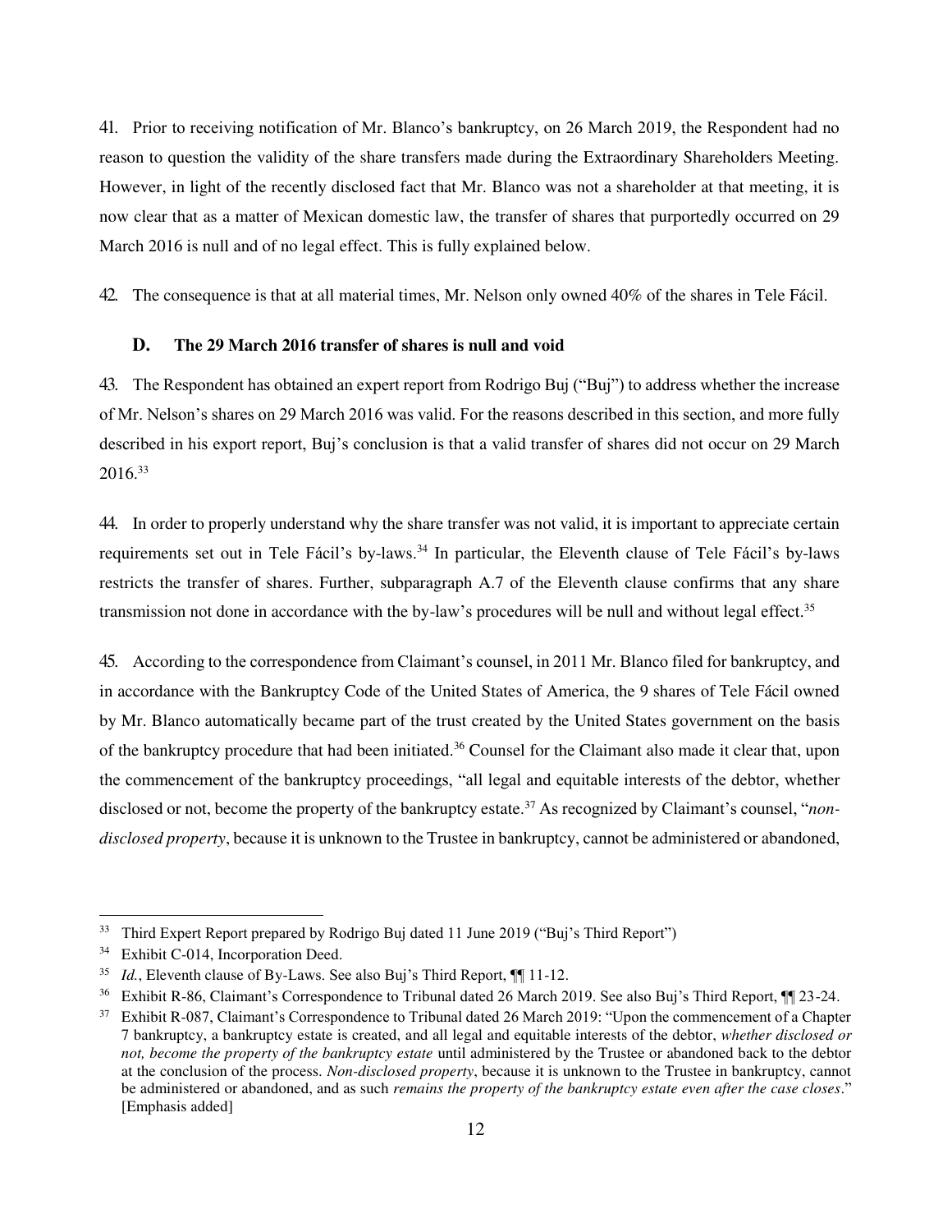41. Prior to receiving notification of Mr. Blanco's bankruptcy, on 26 March 2019, the Respondent had no reason to question the validity of the share transfers made during the Extraordinary Shareholders Meeting. However, in light of the recently disclosed fact that Mr. Blanco was not a shareholder at that meeting, it is now clear that as a matter of Mexican domestic law, the transfer of shares that purportedly occurred on 29 March 2016 is null and of no legal effect. This is fully explained below.

42. The consequence is that at all material times, Mr. Nelson only owned 40% of the shares in Tele Fácil.

### D. The 29 March 2016 transfer of shares is null and void

43. The Respondent has obtained an expert report from Rodrigo Buj ("Buj") to address whether the increase of Mr. Nelson's shares on 29 March 2016 was valid. For the reasons described in this section, and more fully described in his export report, Buj's conclusion is that a valid transfer of shares did not occur on 29 March 2016.[33]

44. In order to properly understand why the share transfer was not valid, it is important to appreciate certain requirements set out in Tele Fácil's by-laws.[34] In particular, the Eleventh clause of Tele Fácil's by-laws restricts the transfer of shares. Further, subparagraph A.7 of the Eleventh clause confirms that any share transmission not done in accordance with the by-law's procedures will be null and without legal effect.[35]

45. According to the correspondence from Claimant's counsel, in 2011 Mr. Blanco filed for bankruptcy, and in accordance with the Bankruptcy Code of the United States of America, the 9 shares of Tele Fácil owned by Mr. Blanco automatically became part of the trust created by the United States government on the basis of the bankruptcy procedure that had been initiated.[36] Counsel for the Claimant also made it clear that, upon the commencement of the bankruptcy proceedings, "all legal and equitable interests of the debtor, whether disclosed or not, become the property of the bankruptcy estate.[37] As recognized by Claimant's counsel, "*non-disclosed property*, because it is unknown to the Trustee in bankruptcy, cannot be administered or abandoned,

---

[33] Third Expert Report prepared by Rodrigo Buj dated 11 June 2019 ("Buj's Third Report")

[34] Exhibit C-014, Incorporation Deed.

[35] *Id.*, Eleventh clause of By-Laws. See also Buj's Third Report, ¶¶ 11-12.

[36] Exhibit R-86, Claimant's Correspondence to Tribunal dated 26 March 2019. See also Buj's Third Report, ¶¶ 23-24.

[37] Exhibit R-087, Claimant's Correspondence to Tribunal dated 26 March 2019: "Upon the commencement of a Chapter 7 bankruptcy, a bankruptcy estate is created, and all legal and equitable interests of the debtor, *whether disclosed or not, become the property of the bankruptcy estate* until administered by the Trustee or abandoned back to the debtor at the conclusion of the process. *Non-disclosed property*, because it is unknown to the Trustee in bankruptcy, cannot be administered or abandoned, and as such *remains the property of the bankruptcy estate even after the case closes*." [Emphasis added]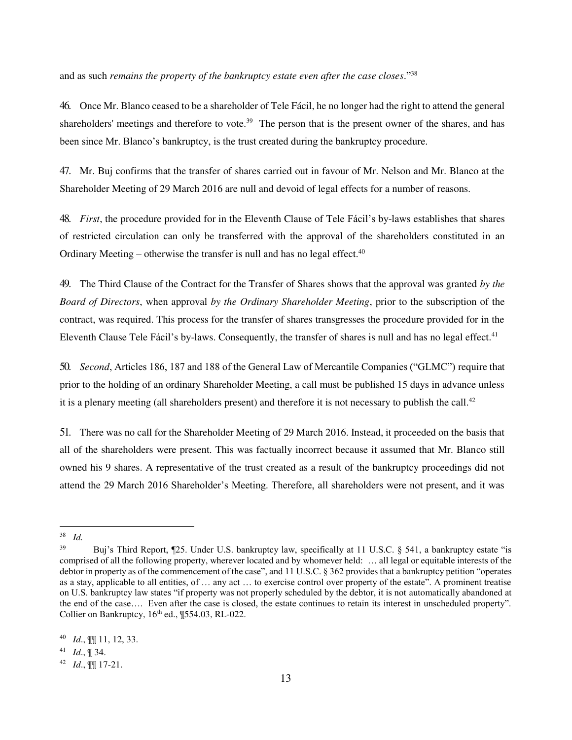and as such *remains the property of the bankruptcy estate even after the case closes*."[38]

46. Once Mr. Blanco ceased to be a shareholder of Tele Fácil, he no longer had the right to attend the general shareholders' meetings and therefore to vote.[39] The person that is the present owner of the shares, and has been since Mr. Blanco's bankruptcy, is the trust created during the bankruptcy procedure.

47. Mr. Buj confirms that the transfer of shares carried out in favour of Mr. Nelson and Mr. Blanco at the Shareholder Meeting of 29 March 2016 are null and devoid of legal effects for a number of reasons.

48. *First*, the procedure provided for in the Eleventh Clause of Tele Fácil's by-laws establishes that shares of restricted circulation can only be transferred with the approval of the shareholders constituted in an Ordinary Meeting – otherwise the transfer is null and has no legal effect.[40]

49. The Third Clause of the Contract for the Transfer of Shares shows that the approval was granted *by the Board of Directors*, when approval *by the Ordinary Shareholder Meeting*, prior to the subscription of the contract, was required. This process for the transfer of shares transgresses the procedure provided for in the Eleventh Clause Tele Fácil's by-laws. Consequently, the transfer of shares is null and has no legal effect.[41]

50. *Second*, Articles 186, 187 and 188 of the General Law of Mercantile Companies ("GLMC") require that prior to the holding of an ordinary Shareholder Meeting, a call must be published 15 days in advance unless it is a plenary meeting (all shareholders present) and therefore it is not necessary to publish the call.[42]

51. There was no call for the Shareholder Meeting of 29 March 2016. Instead, it proceeded on the basis that all of the shareholders were present. This was factually incorrect because it assumed that Mr. Blanco still owned his 9 shares. A representative of the trust created as a result of the bankruptcy proceedings did not attend the 29 March 2016 Shareholder's Meeting. Therefore, all shareholders were not present, and it was

---

[38] *Id.*

[39] Buj's Third Report, ¶25. Under U.S. bankruptcy law, specifically at 11 U.S.C. § 541, a bankruptcy estate "is comprised of all the following property, wherever located and by whomever held: … all legal or equitable interests of the debtor in property as of the commencement of the case", and 11 U.S.C. § 362 provides that a bankruptcy petition "operates as a stay, applicable to all entities, of … any act … to exercise control over property of the estate". A prominent treatise on U.S. bankruptcy law states "if property was not properly scheduled by the debtor, it is not automatically abandoned at the end of the case…. Even after the case is closed, the estate continues to retain its interest in unscheduled property". Collier on Bankruptcy, 16th ed., ¶554.03, RL-022.

[40] *Id*., ¶¶ 11, 12, 33.

[41] *Id*., ¶ 34.

[42] *Id*., ¶¶ 17-21.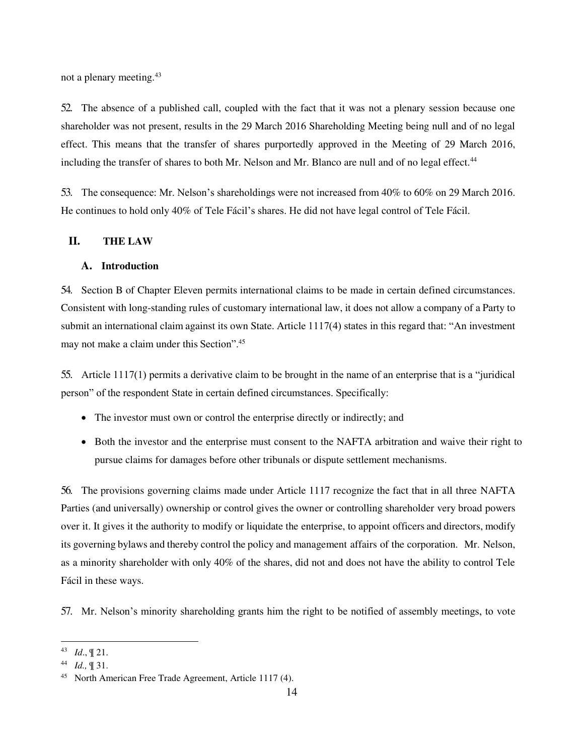not a plenary meeting.[43]

52. The absence of a published call, coupled with the fact that it was not a plenary session because one shareholder was not present, results in the 29 March 2016 Shareholding Meeting being null and of no legal effect. This means that the transfer of shares purportedly approved in the Meeting of 29 March 2016, including the transfer of shares to both Mr. Nelson and Mr. Blanco are null and of no legal effect.[44]

53. The consequence: Mr. Nelson's shareholdings were not increased from 40% to 60% on 29 March 2016. He continues to hold only 40% of Tele Fácil's shares. He did not have legal control of Tele Fácil.

## II. THE LAW

### A. Introduction

54. Section B of Chapter Eleven permits international claims to be made in certain defined circumstances. Consistent with long-standing rules of customary international law, it does not allow a company of a Party to submit an international claim against its own State. Article 1117(4) states in this regard that: "An investment may not make a claim under this Section".[45]

55. Article 1117(1) permits a derivative claim to be brought in the name of an enterprise that is a "juridical person" of the respondent State in certain defined circumstances. Specifically:

- The investor must own or control the enterprise directly or indirectly; and
- Both the investor and the enterprise must consent to the NAFTA arbitration and waive their right to pursue claims for damages before other tribunals or dispute settlement mechanisms.

56. The provisions governing claims made under Article 1117 recognize the fact that in all three NAFTA Parties (and universally) ownership or control gives the owner or controlling shareholder very broad powers over it. It gives it the authority to modify or liquidate the enterprise, to appoint officers and directors, modify its governing bylaws and thereby control the policy and management affairs of the corporation. Mr. Nelson, as a minority shareholder with only 40% of the shares, did not and does not have the ability to control Tele Fácil in these ways.

57. Mr. Nelson's minority shareholding grants him the right to be notified of assembly meetings, to vote

---

[43] *Id*., ¶ 21.

[44] *Id.,* ¶ 31.

[45] North American Free Trade Agreement, Article 1117 (4).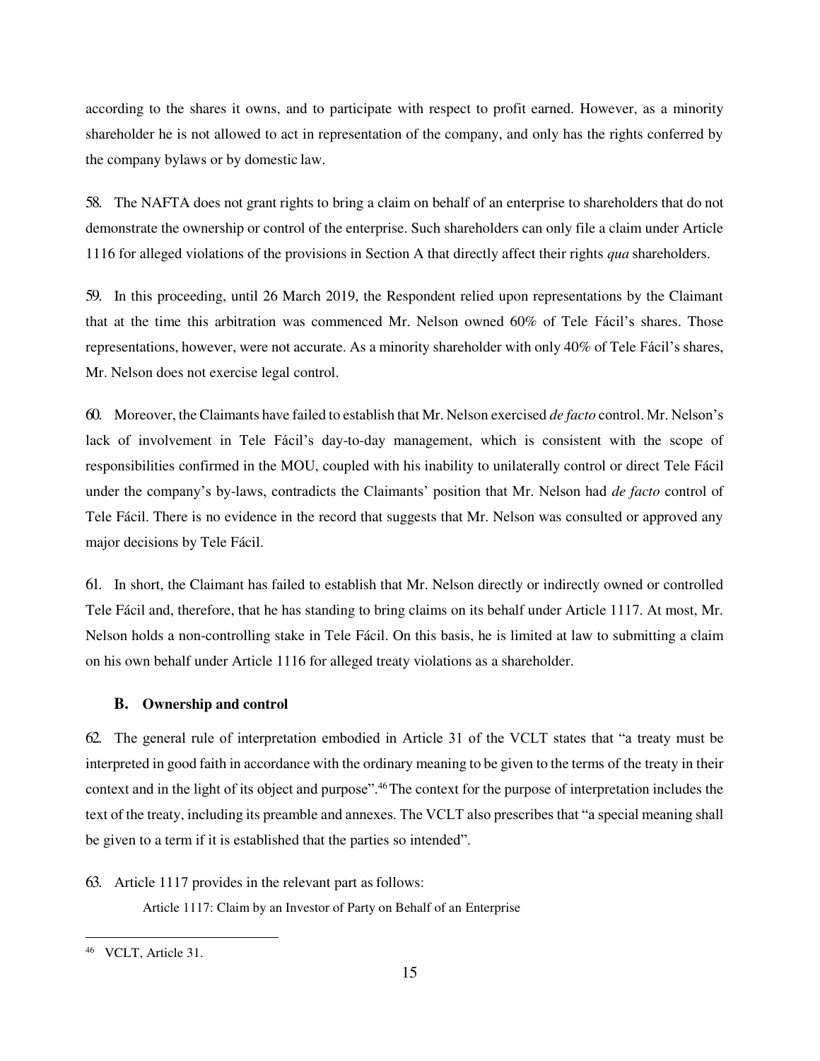according to the shares it owns, and to participate with respect to profit earned. However, as a minority shareholder he is not allowed to act in representation of the company, and only has the rights conferred by the company bylaws or by domestic law.

58. The NAFTA does not grant rights to bring a claim on behalf of an enterprise to shareholders that do not demonstrate the ownership or control of the enterprise. Such shareholders can only file a claim under Article 1116 for alleged violations of the provisions in Section A that directly affect their rights *qua* shareholders.

59. In this proceeding, until 26 March 2019, the Respondent relied upon representations by the Claimant that at the time this arbitration was commenced Mr. Nelson owned 60% of Tele Fácil's shares. Those representations, however, were not accurate. As a minority shareholder with only 40% of Tele Fácil's shares, Mr. Nelson does not exercise legal control.

60. Moreover, the Claimants have failed to establish that Mr. Nelson exercised *de facto* control. Mr. Nelson's lack of involvement in Tele Fácil's day-to-day management, which is consistent with the scope of responsibilities confirmed in the MOU, coupled with his inability to unilaterally control or direct Tele Fácil under the company's by-laws, contradicts the Claimants' position that Mr. Nelson had *de facto* control of Tele Fácil. There is no evidence in the record that suggests that Mr. Nelson was consulted or approved any major decisions by Tele Fácil.

61. In short, the Claimant has failed to establish that Mr. Nelson directly or indirectly owned or controlled Tele Fácil and, therefore, that he has standing to bring claims on its behalf under Article 1117. At most, Mr. Nelson holds a non-controlling stake in Tele Fácil. On this basis, he is limited at law to submitting a claim on his own behalf under Article 1116 for alleged treaty violations as a shareholder.

### B. Ownership and control

62. The general rule of interpretation embodied in Article 31 of the VCLT states that "a treaty must be interpreted in good faith in accordance with the ordinary meaning to be given to the terms of the treaty in their context and in the light of its object and purpose".[46] The context for the purpose of interpretation includes the text of the treaty, including its preamble and annexes. The VCLT also prescribes that "a special meaning shall be given to a term if it is established that the parties so intended".

63. Article 1117 provides in the relevant part as follows:

> Article 1117: Claim by an Investor of Party on Behalf of an Enterprise

[46] VCLT, Article 31.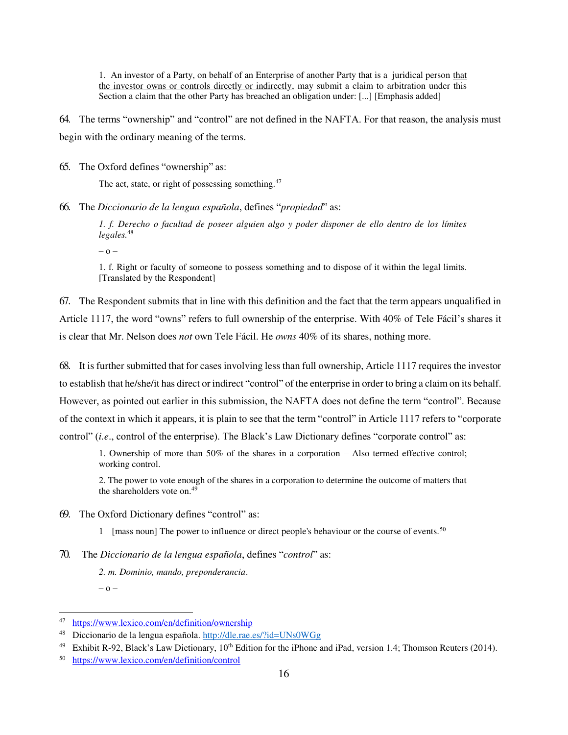> 1. An investor of a Party, on behalf of an Enterprise of another Party that is a juridical person <u>that the investor owns or controls directly or indirectly</u>, may submit a claim to arbitration under this Section a claim that the other Party has breached an obligation under: [...] [Emphasis added]

64. The terms "ownership" and "control" are not defined in the NAFTA. For that reason, the analysis must begin with the ordinary meaning of the terms.

65. The Oxford defines "ownership" as:

> The act, state, or right of possessing something.[47]

66. The *Diccionario de la lengua española*, defines "*propiedad*" as:

> *1. f. Derecho o facultad de poseer alguien algo y poder disponer de ello dentro de los límites legales.*[48]
>
> – o –
>
> 1. f. Right or faculty of someone to possess something and to dispose of it within the legal limits. [Translated by the Respondent]

67. The Respondent submits that in line with this definition and the fact that the term appears unqualified in Article 1117, the word "owns" refers to full ownership of the enterprise. With 40% of Tele Fácil's shares it is clear that Mr. Nelson does *not* own Tele Fácil. He *owns* 40% of its shares, nothing more.

68. It is further submitted that for cases involving less than full ownership, Article 1117 requires the investor to establish that he/she/it has direct or indirect "control" of the enterprise in order to bring a claim on its behalf. However, as pointed out earlier in this submission, the NAFTA does not define the term "control". Because of the context in which it appears, it is plain to see that the term "control" in Article 1117 refers to "corporate control" (*i.e*., control of the enterprise). The Black's Law Dictionary defines "corporate control" as:

> 1. Ownership of more than 50% of the shares in a corporation – Also termed effective control; working control.
>
> 2. The power to vote enough of the shares in a corporation to determine the outcome of matters that the shareholders vote on.[49]

69. The Oxford Dictionary defines "control" as:

> 1 [mass noun] The power to influence or direct people's behaviour or the course of events.[50]

70. The *Diccionario de la lengua española*, defines "*control*" as:

> *2. m. Dominio, mando, preponderancia*.
>
> – o –

---

47 https://www.lexico.com/en/definition/ownership

48 Diccionario de la lengua española. http://dle.rae.es/?id=UNs0WGg

49 Exhibit R-92, Black's Law Dictionary, 10th Edition for the iPhone and iPad, version 1.4; Thomson Reuters (2014).

50 https://www.lexico.com/en/definition/control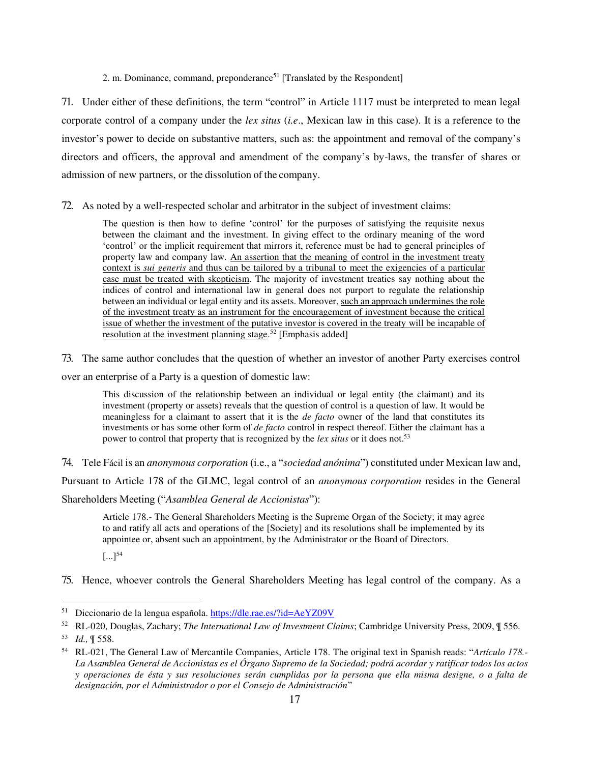2. m. Dominance, command, preponderance[51] [Translated by the Respondent]

71. Under either of these definitions, the term "control" in Article 1117 must be interpreted to mean legal corporate control of a company under the *lex situs* (*i.e*., Mexican law in this case). It is a reference to the investor's power to decide on substantive matters, such as: the appointment and removal of the company's directors and officers, the approval and amendment of the company's by-laws, the transfer of shares or admission of new partners, or the dissolution of the company.

72. As noted by a well-respected scholar and arbitrator in the subject of investment claims:

> The question is then how to define 'control' for the purposes of satisfying the requisite nexus between the claimant and the investment. In giving effect to the ordinary meaning of the word 'control' or the implicit requirement that mirrors it, reference must be had to general principles of property law and company law. <u>An assertion that the meaning of control in the investment treaty context is *sui generis* and thus can be tailored by a tribunal to meet the exigencies of a particular case must be treated with skepticism</u>. The majority of investment treaties say nothing about the indices of control and international law in general does not purport to regulate the relationship between an individual or legal entity and its assets. Moreover, <u>such an approach undermines the role of the investment treaty as an instrument for the encouragement of investment because the critical issue of whether the investment of the putative investor is covered in the treaty will be incapable of resolution at the investment planning stage</u>.[52] [Emphasis added]

73. The same author concludes that the question of whether an investor of another Party exercises control over an enterprise of a Party is a question of domestic law:

> This discussion of the relationship between an individual or legal entity (the claimant) and its investment (property or assets) reveals that the question of control is a question of law. It would be meaningless for a claimant to assert that it is the *de facto* owner of the land that constitutes its investments or has some other form of *de facto* control in respect thereof. Either the claimant has a power to control that property that is recognized by the *lex situs* or it does not.[53]

74. Tele Fácil is an *anonymous corporation* (i.e., a "*sociedad anónima*") constituted under Mexican law and, Pursuant to Article 178 of the GLMC, legal control of an *anonymous corporation* resides in the General Shareholders Meeting ("*Asamblea General de Accionistas*"):

> Article 178.- The General Shareholders Meeting is the Supreme Organ of the Society; it may agree to and ratify all acts and operations of the [Society] and its resolutions shall be implemented by its appointee or, absent such an appointment, by the Administrator or the Board of Directors.
>
> [...][54]

75. Hence, whoever controls the General Shareholders Meeting has legal control of the company. As a

---

[51] Diccionario de la lengua española. https://dle.rae.es/?id=AeYZ09V

[52] RL-020, Douglas, Zachary; *The International Law of Investment Claims*; Cambridge University Press, 2009, ¶ 556.

[53] *Id.,* ¶ 558.

[54] RL-021, The General Law of Mercantile Companies, Article 178. The original text in Spanish reads: "*Artículo 178.- La Asamblea General de Accionistas es el Órgano Supremo de la Sociedad; podrá acordar y ratificar todos los actos y operaciones de ésta y sus resoluciones serán cumplidas por la persona que ella misma designe, o a falta de designación, por el Administrador o por el Consejo de Administración*"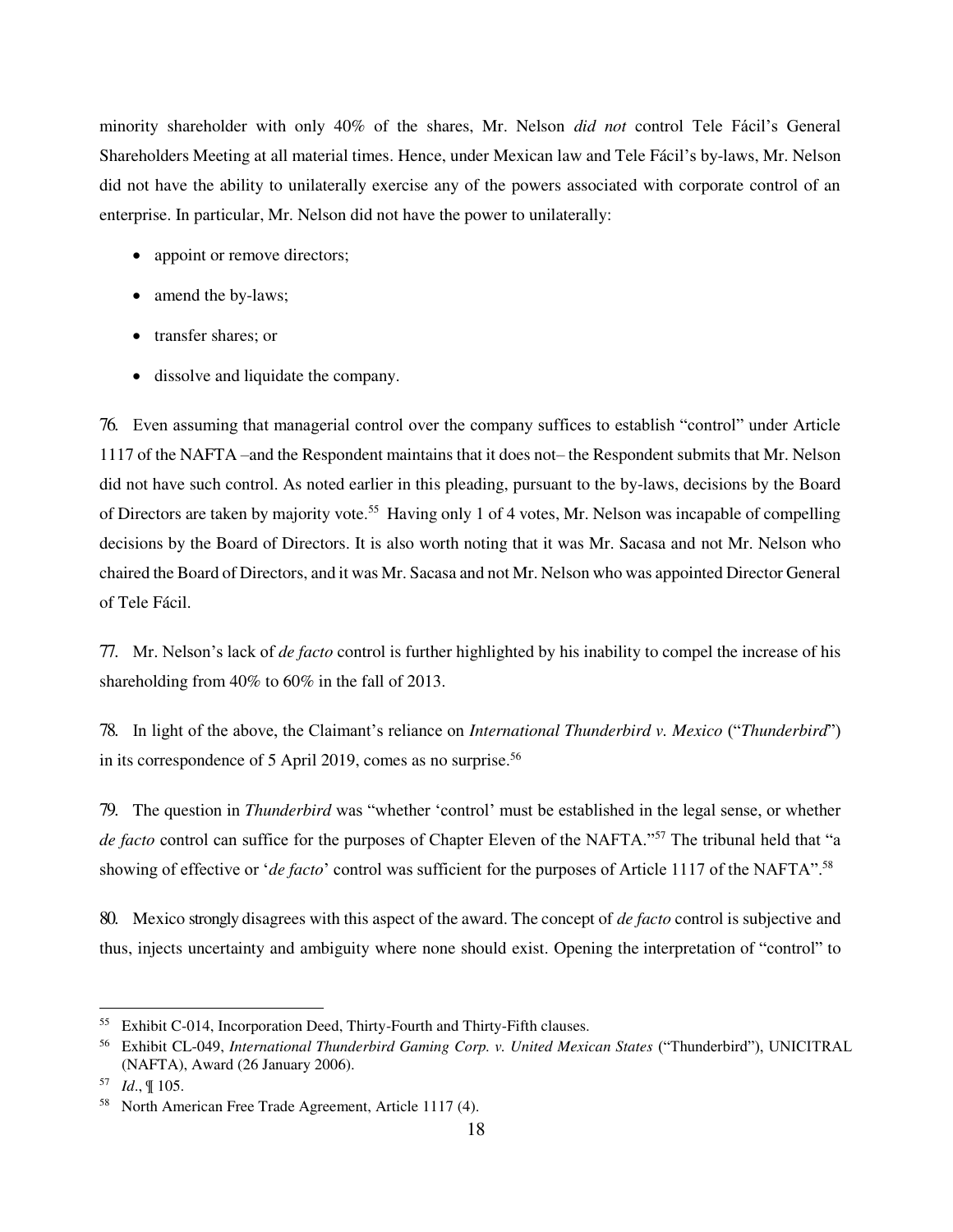minority shareholder with only 40% of the shares, Mr. Nelson *did not* control Tele Fácil's General Shareholders Meeting at all material times. Hence, under Mexican law and Tele Fácil's by-laws, Mr. Nelson did not have the ability to unilaterally exercise any of the powers associated with corporate control of an enterprise. In particular, Mr. Nelson did not have the power to unilaterally:

- appoint or remove directors;
- amend the by-laws;
- transfer shares; or
- dissolve and liquidate the company.

76. Even assuming that managerial control over the company suffices to establish "control" under Article 1117 of the NAFTA –and the Respondent maintains that it does not– the Respondent submits that Mr. Nelson did not have such control. As noted earlier in this pleading, pursuant to the by-laws, decisions by the Board of Directors are taken by majority vote.[55] Having only 1 of 4 votes, Mr. Nelson was incapable of compelling decisions by the Board of Directors. It is also worth noting that it was Mr. Sacasa and not Mr. Nelson who chaired the Board of Directors, and it was Mr. Sacasa and not Mr. Nelson who was appointed Director General of Tele Fácil.

77. Mr. Nelson's lack of *de facto* control is further highlighted by his inability to compel the increase of his shareholding from 40% to 60% in the fall of 2013.

78. In light of the above, the Claimant's reliance on *International Thunderbird v. Mexico* ("*Thunderbird*") in its correspondence of 5 April 2019, comes as no surprise.[56]

79. The question in *Thunderbird* was "whether 'control' must be established in the legal sense, or whether *de facto* control can suffice for the purposes of Chapter Eleven of the NAFTA."[57] The tribunal held that "a showing of effective or '*de facto*' control was sufficient for the purposes of Article 1117 of the NAFTA".[58]

80. Mexico strongly disagrees with this aspect of the award. The concept of *de facto* control is subjective and thus, injects uncertainty and ambiguity where none should exist. Opening the interpretation of "control" to

---

[55] Exhibit C-014, Incorporation Deed, Thirty-Fourth and Thirty-Fifth clauses.

[56] Exhibit CL-049, *International Thunderbird Gaming Corp. v. United Mexican States* ("Thunderbird"), UNICITRAL (NAFTA), Award (26 January 2006).

[57] *Id*., ¶ 105.

[58] North American Free Trade Agreement, Article 1117 (4).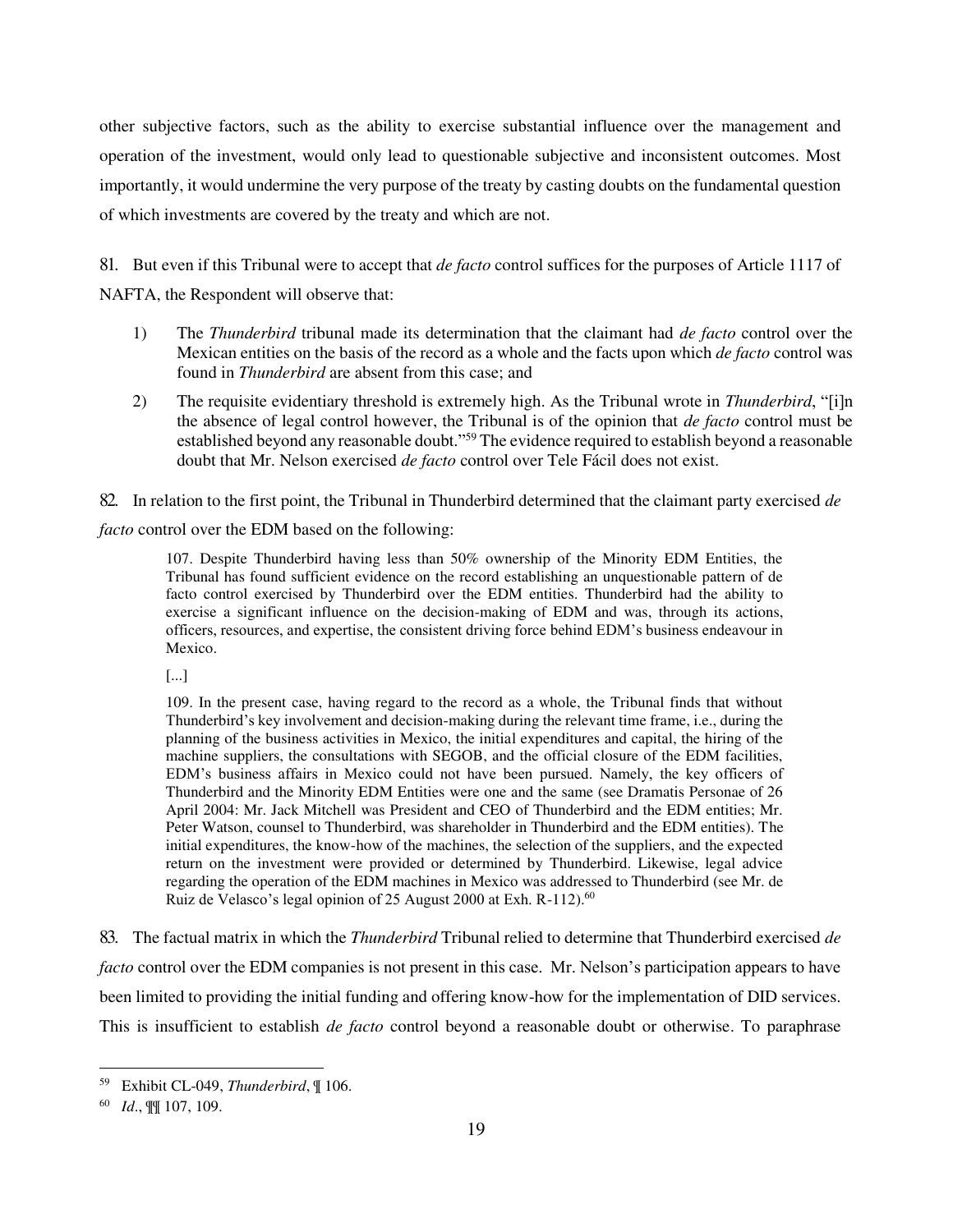other subjective factors, such as the ability to exercise substantial influence over the management and operation of the investment, would only lead to questionable subjective and inconsistent outcomes. Most importantly, it would undermine the very purpose of the treaty by casting doubts on the fundamental question of which investments are covered by the treaty and which are not.

81. But even if this Tribunal were to accept that *de facto* control suffices for the purposes of Article 1117 of NAFTA, the Respondent will observe that:

1) The *Thunderbird* tribunal made its determination that the claimant had *de facto* control over the Mexican entities on the basis of the record as a whole and the facts upon which *de facto* control was found in *Thunderbird* are absent from this case; and

2) The requisite evidentiary threshold is extremely high. As the Tribunal wrote in *Thunderbird*, "[i]n the absence of legal control however, the Tribunal is of the opinion that *de facto* control must be established beyond any reasonable doubt."[59] The evidence required to establish beyond a reasonable doubt that Mr. Nelson exercised *de facto* control over Tele Fácil does not exist.

82. In relation to the first point, the Tribunal in Thunderbird determined that the claimant party exercised *de facto* control over the EDM based on the following:

> 107. Despite Thunderbird having less than 50% ownership of the Minority EDM Entities, the Tribunal has found sufficient evidence on the record establishing an unquestionable pattern of de facto control exercised by Thunderbird over the EDM entities. Thunderbird had the ability to exercise a significant influence on the decision-making of EDM and was, through its actions, officers, resources, and expertise, the consistent driving force behind EDM's business endeavour in Mexico.
>
> [...]
>
> 109. In the present case, having regard to the record as a whole, the Tribunal finds that without Thunderbird's key involvement and decision-making during the relevant time frame, i.e., during the planning of the business activities in Mexico, the initial expenditures and capital, the hiring of the machine suppliers, the consultations with SEGOB, and the official closure of the EDM facilities, EDM's business affairs in Mexico could not have been pursued. Namely, the key officers of Thunderbird and the Minority EDM Entities were one and the same (see Dramatis Personae of 26 April 2004: Mr. Jack Mitchell was President and CEO of Thunderbird and the EDM entities; Mr. Peter Watson, counsel to Thunderbird, was shareholder in Thunderbird and the EDM entities). The initial expenditures, the know-how of the machines, the selection of the suppliers, and the expected return on the investment were provided or determined by Thunderbird. Likewise, legal advice regarding the operation of the EDM machines in Mexico was addressed to Thunderbird (see Mr. de Ruiz de Velasco's legal opinion of 25 August 2000 at Exh. R-112).[60]

83. The factual matrix in which the *Thunderbird* Tribunal relied to determine that Thunderbird exercised *de facto* control over the EDM companies is not present in this case. Mr. Nelson's participation appears to have been limited to providing the initial funding and offering know-how for the implementation of DID services. This is insufficient to establish *de facto* control beyond a reasonable doubt or otherwise. To paraphrase

---

[59] Exhibit CL-049, *Thunderbird*, ¶ 106.

[60] *Id*., ¶¶ 107, 109.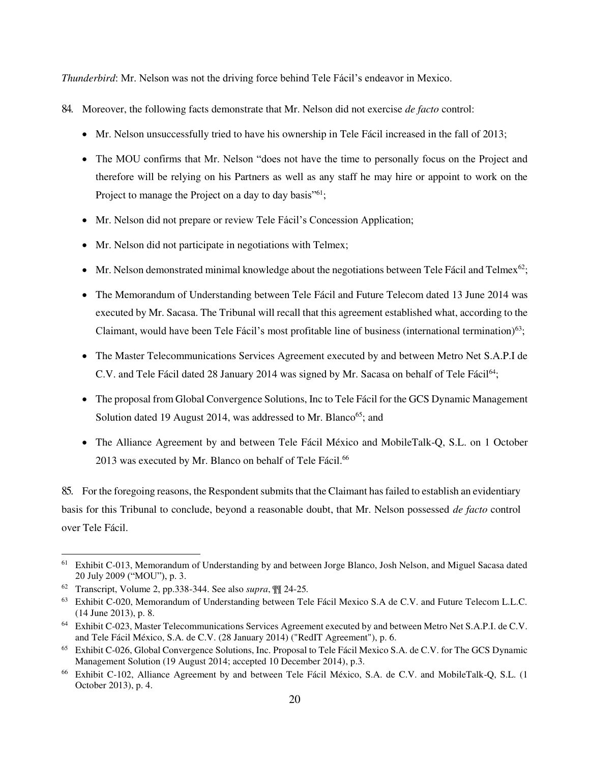*Thunderbird*: Mr. Nelson was not the driving force behind Tele Fácil's endeavor in Mexico.

84. Moreover, the following facts demonstrate that Mr. Nelson did not exercise *de facto* control:

- Mr. Nelson unsuccessfully tried to have his ownership in Tele Fácil increased in the fall of 2013;
- The MOU confirms that Mr. Nelson "does not have the time to personally focus on the Project and therefore will be relying on his Partners as well as any staff he may hire or appoint to work on the Project to manage the Project on a day to day basis"[61];
- Mr. Nelson did not prepare or review Tele Fácil's Concession Application;
- Mr. Nelson did not participate in negotiations with Telmex;
- Mr. Nelson demonstrated minimal knowledge about the negotiations between Tele Fácil and Telmex[62];
- The Memorandum of Understanding between Tele Fácil and Future Telecom dated 13 June 2014 was executed by Mr. Sacasa. The Tribunal will recall that this agreement established what, according to the Claimant, would have been Tele Fácil's most profitable line of business (international termination)[63];
- The Master Telecommunications Services Agreement executed by and between Metro Net S.A.P.I de C.V. and Tele Fácil dated 28 January 2014 was signed by Mr. Sacasa on behalf of Tele Fácil[64];
- The proposal from Global Convergence Solutions, Inc to Tele Fácil for the GCS Dynamic Management Solution dated 19 August 2014, was addressed to Mr. Blanco[65]; and
- The Alliance Agreement by and between Tele Fácil México and MobileTalk-Q, S.L. on 1 October 2013 was executed by Mr. Blanco on behalf of Tele Fácil.[66]

85. For the foregoing reasons, the Respondent submits that the Claimant has failed to establish an evidentiary basis for this Tribunal to conclude, beyond a reasonable doubt, that Mr. Nelson possessed *de facto* control over Tele Fácil.

---

[61] Exhibit C-013, Memorandum of Understanding by and between Jorge Blanco, Josh Nelson, and Miguel Sacasa dated 20 July 2009 ("MOU"), p. 3.

[62] Transcript, Volume 2, pp.338-344. See also *supra*, ¶¶ 24-25.

[63] Exhibit C-020, Memorandum of Understanding between Tele Fácil Mexico S.A de C.V. and Future Telecom L.L.C. (14 June 2013), p. 8.

[64] Exhibit C-023, Master Telecommunications Services Agreement executed by and between Metro Net S.A.P.I. de C.V. and Tele Fácil México, S.A. de C.V. (28 January 2014) ("RedIT Agreement"), p. 6.

[65] Exhibit C-026, Global Convergence Solutions, Inc. Proposal to Tele Fácil Mexico S.A. de C.V. for The GCS Dynamic Management Solution (19 August 2014; accepted 10 December 2014), p.3.

[66] Exhibit C-102, Alliance Agreement by and between Tele Fácil México, S.A. de C.V. and MobileTalk-Q, S.L. (1 October 2013), p. 4.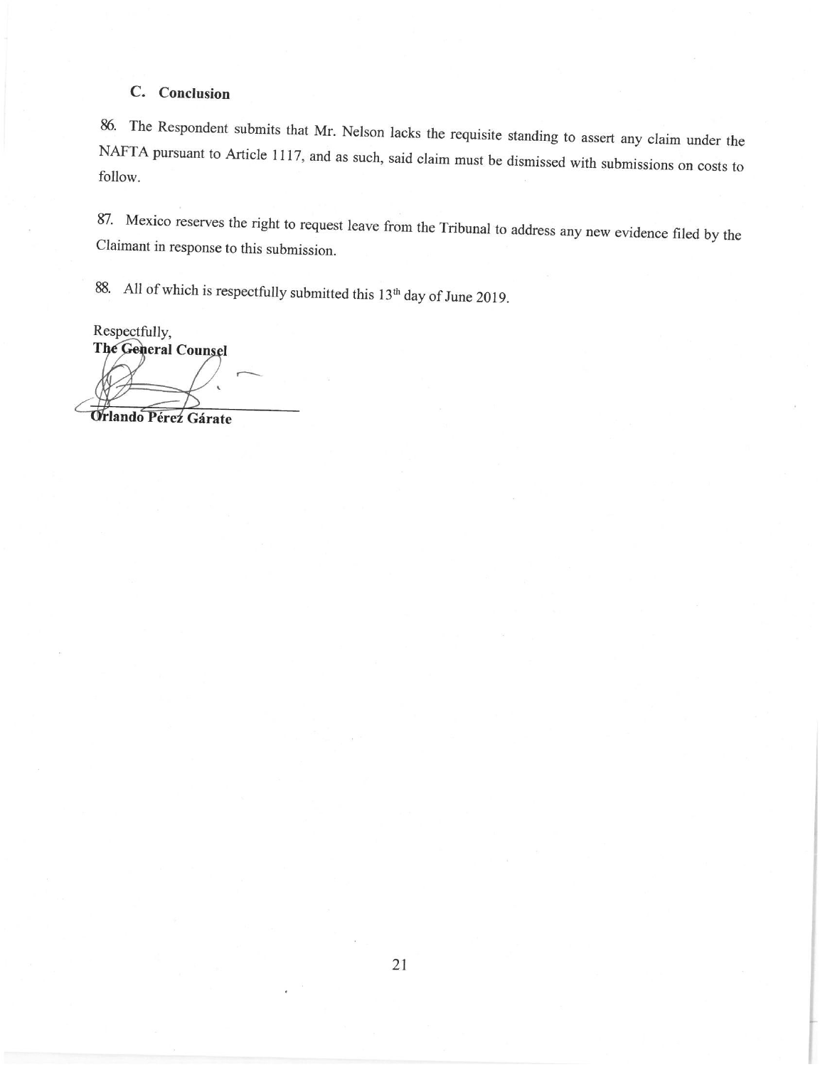### C. Conclusion

86. The Respondent submits that Mr. Nelson lacks the requisite standing to assert any claim under the NAFTA pursuant to Article 1117, and as such, said claim must be dismissed with submissions on costs to follow.

87. Mexico reserves the right to request leave from the Tribunal to address any new evidence filed by the Claimant in response to this submission.

88. All of which is respectfully submitted this 13th day of June 2019.

Respectfully,
**The General Counsel**

**Orlando Pérez Gárate**